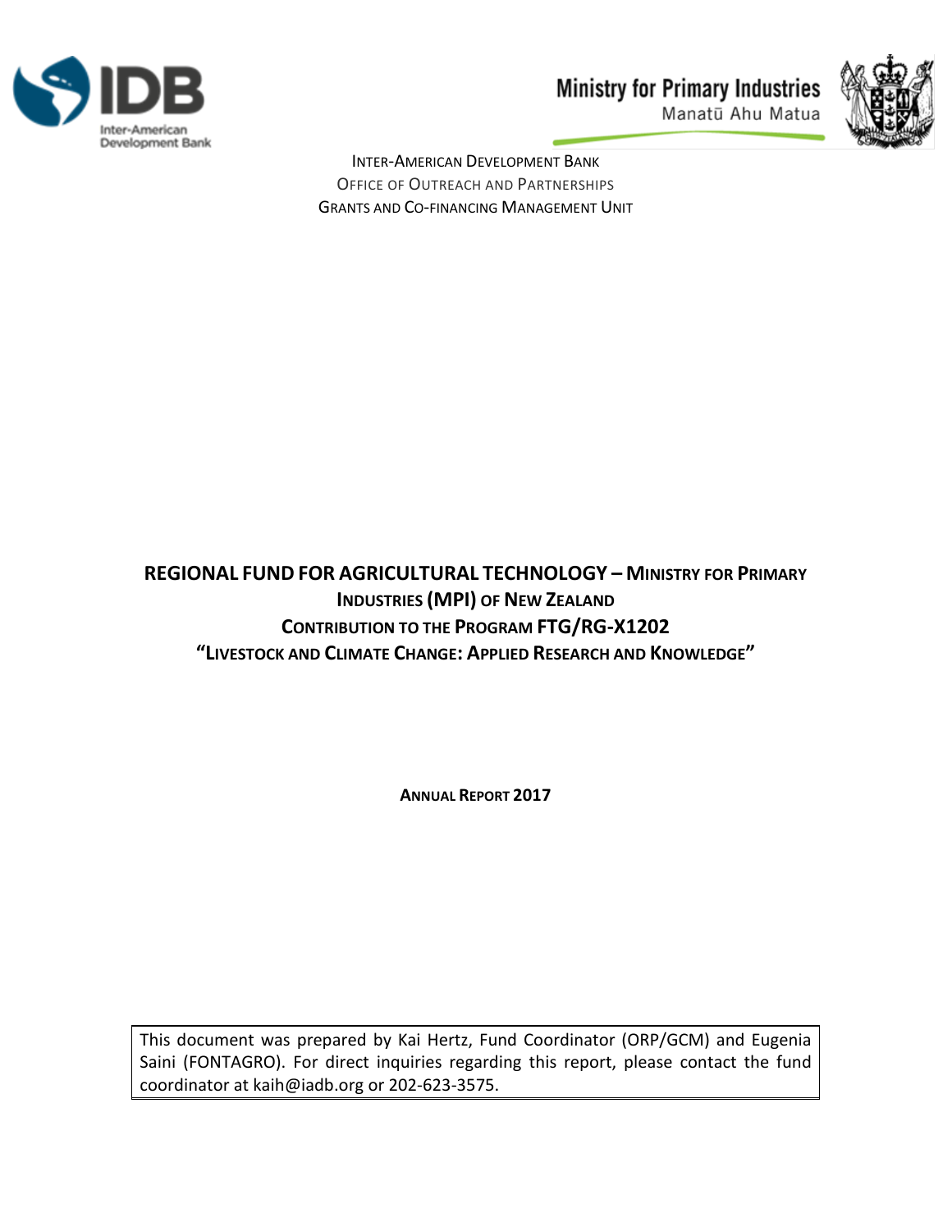Inter-American Development Bank

Ministry for Primary Industries
Manatū Ahu Matua

INTER-AMERICAN DEVELOPMENT BANK
OFFICE OF OUTREACH AND PARTNERSHIPS
GRANTS AND CO-FINANCING MANAGEMENT UNIT

# REGIONAL FUND FOR AGRICULTURAL TECHNOLOGY – MINISTRY FOR PRIMARY INDUSTRIES (MPI) OF NEW ZEALAND CONTRIBUTION TO THE PROGRAM FTG/RG-X1202 "LIVESTOCK AND CLIMATE CHANGE: APPLIED RESEARCH AND KNOWLEDGE"

**ANNUAL REPORT 2017**

This document was prepared by Kai Hertz, Fund Coordinator (ORP/GCM) and Eugenia Saini (FONTAGRO). For direct inquiries regarding this report, please contact the fund coordinator at kaih@iadb.org or 202-623-3575.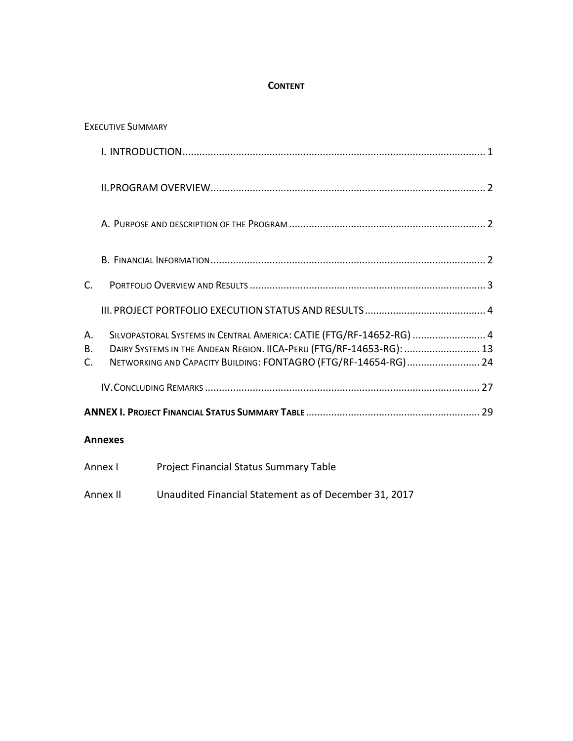# CONTENT

EXECUTIVE SUMMARY

I. INTRODUCTION ........................................................................................................... 1

II. PROGRAM OVERVIEW ................................................................................................. 2

A. PURPOSE AND DESCRIPTION OF THE PROGRAM ...................................................................... 2

B. FINANCIAL INFORMATION .................................................................................................. 2

C. PORTFOLIO OVERVIEW AND RESULTS .................................................................................... 3

III. PROJECT PORTFOLIO EXECUTION STATUS AND RESULTS ........................................... 4

A. SILVOPASTORAL SYSTEMS IN CENTRAL AMERICA: CATIE (FTG/RF-14652-RG) .......................... 4
B. DAIRY SYSTEMS IN THE ANDEAN REGION. IICA-PERU (FTG/RF-14653-RG): ........................... 13
C. NETWORKING AND CAPACITY BUILDING: FONTAGRO (FTG/RF-14654-RG) .......................... 24

IV. CONCLUDING REMARKS ................................................................................................. 27

**ANNEX I. PROJECT FINANCIAL STATUS SUMMARY TABLE** .............................................................. 29

**Annexes**

| | |
|---|---|
| Annex I | Project Financial Status Summary Table |
| Annex II | Unaudited Financial Statement as of December 31, 2017 |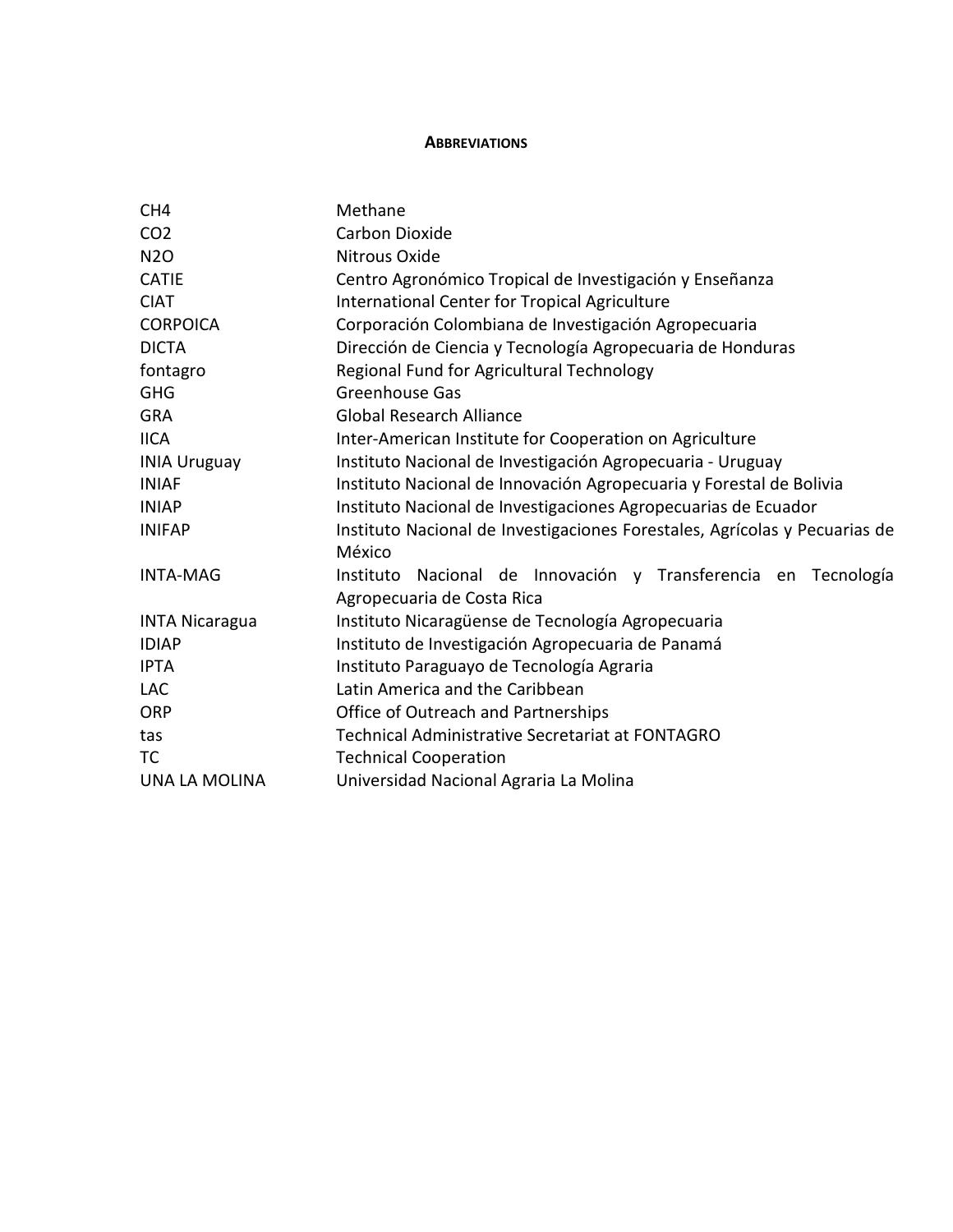## ABBREVIATIONS

| | |
|---|---|
| $CH_4$ | Methane |
| $CO_2$ | Carbon Dioxide |
| $N_2O$ | Nitrous Oxide |
| CATIE | Centro Agronómico Tropical de Investigación y Enseñanza |
| CIAT | International Center for Tropical Agriculture |
| CORPOICA | Corporación Colombiana de Investigación Agropecuaria |
| DICTA | Dirección de Ciencia y Tecnología Agropecuaria de Honduras |
| fontagro | Regional Fund for Agricultural Technology |
| GHG | Greenhouse Gas |
| GRA | Global Research Alliance |
| IICA | Inter-American Institute for Cooperation on Agriculture |
| INIA Uruguay | Instituto Nacional de Investigación Agropecuaria - Uruguay |
| INIAF | Instituto Nacional de Innovación Agropecuaria y Forestal de Bolivia |
| INIAP | Instituto Nacional de Investigaciones Agropecuarias de Ecuador |
| INIFAP | Instituto Nacional de Investigaciones Forestales, Agrícolas y Pecuarias de México |
| INTA-MAG | Instituto Nacional de Innovación y Transferencia en Tecnología Agropecuaria de Costa Rica |
| INTA Nicaragua | Instituto Nicaragüense de Tecnología Agropecuaria |
| IDIAP | Instituto de Investigación Agropecuaria de Panamá |
| IPTA | Instituto Paraguayo de Tecnología Agraria |
| LAC | Latin America and the Caribbean |
| ORP | Office of Outreach and Partnerships |
| tas | Technical Administrative Secretariat at FONTAGRO |
| TC | Technical Cooperation |
| UNA LA MOLINA | Universidad Nacional Agraria La Molina |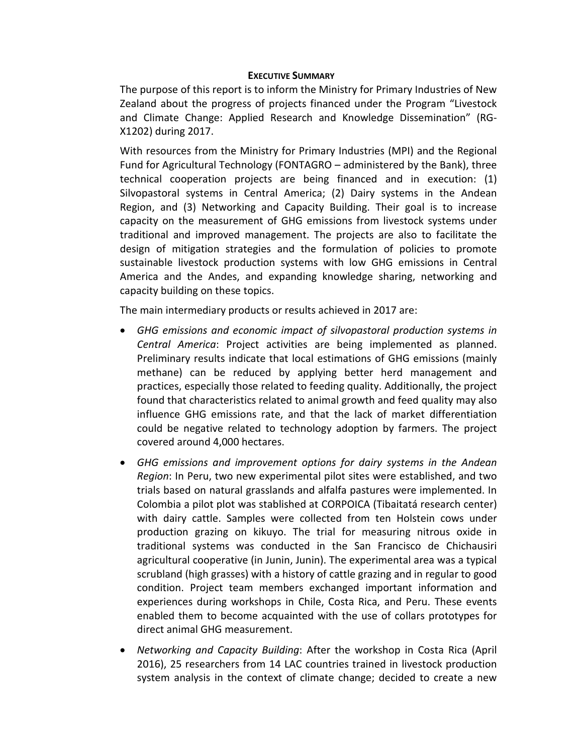## EXECUTIVE SUMMARY

The purpose of this report is to inform the Ministry for Primary Industries of New Zealand about the progress of projects financed under the Program "Livestock and Climate Change: Applied Research and Knowledge Dissemination" (RG-X1202) during 2017.

With resources from the Ministry for Primary Industries (MPI) and the Regional Fund for Agricultural Technology (FONTAGRO – administered by the Bank), three technical cooperation projects are being financed and in execution: (1) Silvopastoral systems in Central America; (2) Dairy systems in the Andean Region, and (3) Networking and Capacity Building. Their goal is to increase capacity on the measurement of GHG emissions from livestock systems under traditional and improved management. The projects are also to facilitate the design of mitigation strategies and the formulation of policies to promote sustainable livestock production systems with low GHG emissions in Central America and the Andes, and expanding knowledge sharing, networking and capacity building on these topics.

The main intermediary products or results achieved in 2017 are:

- *GHG emissions and economic impact of silvopastoral production systems in Central America*: Project activities are being implemented as planned. Preliminary results indicate that local estimations of GHG emissions (mainly methane) can be reduced by applying better herd management and practices, especially those related to feeding quality. Additionally, the project found that characteristics related to animal growth and feed quality may also influence GHG emissions rate, and that the lack of market differentiation could be negative related to technology adoption by farmers. The project covered around 4,000 hectares.
- *GHG emissions and improvement options for dairy systems in the Andean Region*: In Peru, two new experimental pilot sites were established, and two trials based on natural grasslands and alfalfa pastures were implemented. In Colombia a pilot plot was stablished at CORPOICA (Tibaitatá research center) with dairy cattle. Samples were collected from ten Holstein cows under production grazing on kikuyo. The trial for measuring nitrous oxide in traditional systems was conducted in the San Francisco de Chichausiri agricultural cooperative (in Junin, Junin). The experimental area was a typical scrubland (high grasses) with a history of cattle grazing and in regular to good condition. Project team members exchanged important information and experiences during workshops in Chile, Costa Rica, and Peru. These events enabled them to become acquainted with the use of collars prototypes for direct animal GHG measurement.
- *Networking and Capacity Building*: After the workshop in Costa Rica (April 2016), 25 researchers from 14 LAC countries trained in livestock production system analysis in the context of climate change; decided to create a new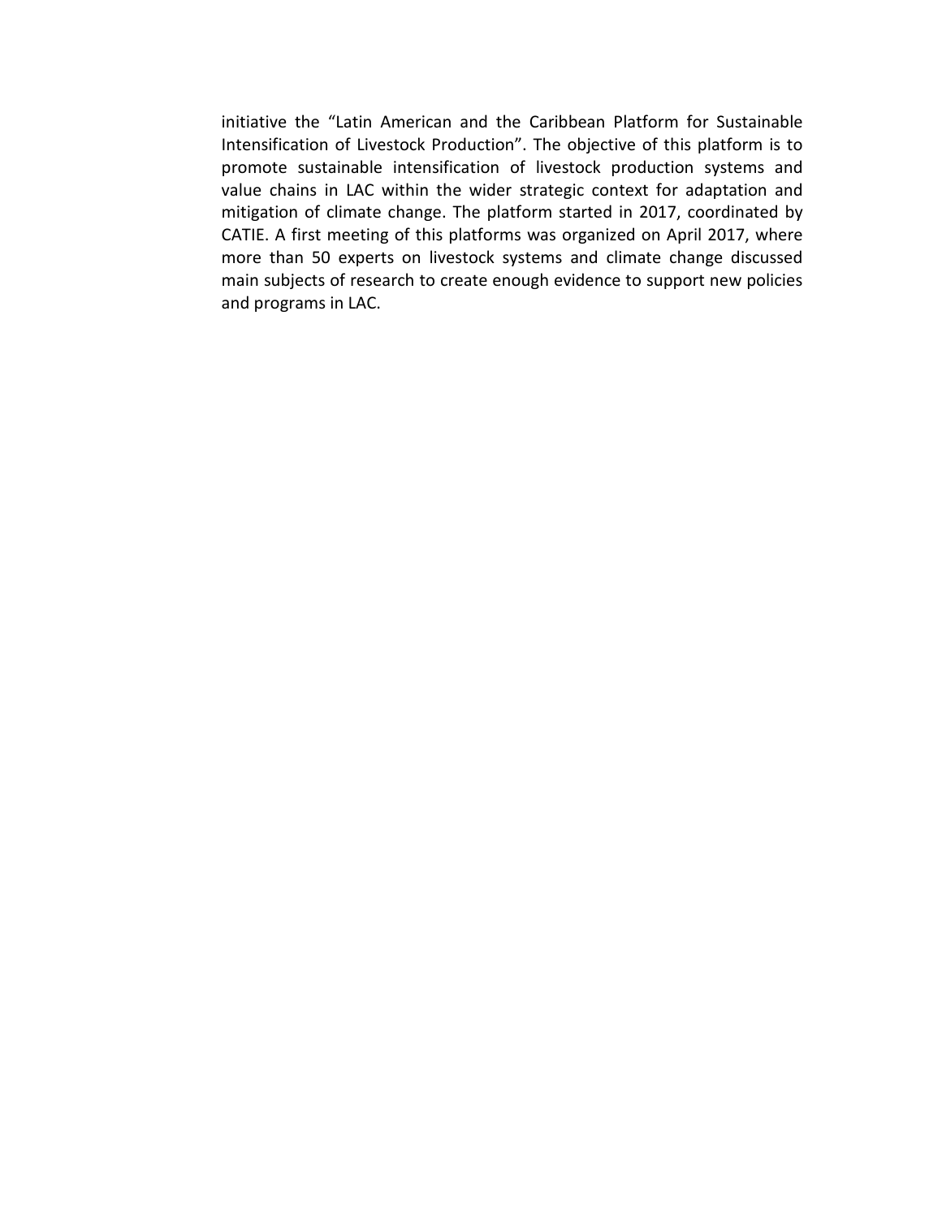initiative the "Latin American and the Caribbean Platform for Sustainable Intensification of Livestock Production". The objective of this platform is to promote sustainable intensification of livestock production systems and value chains in LAC within the wider strategic context for adaptation and mitigation of climate change. The platform started in 2017, coordinated by CATIE. A first meeting of this platforms was organized on April 2017, where more than 50 experts on livestock systems and climate change discussed main subjects of research to create enough evidence to support new policies and programs in LAC.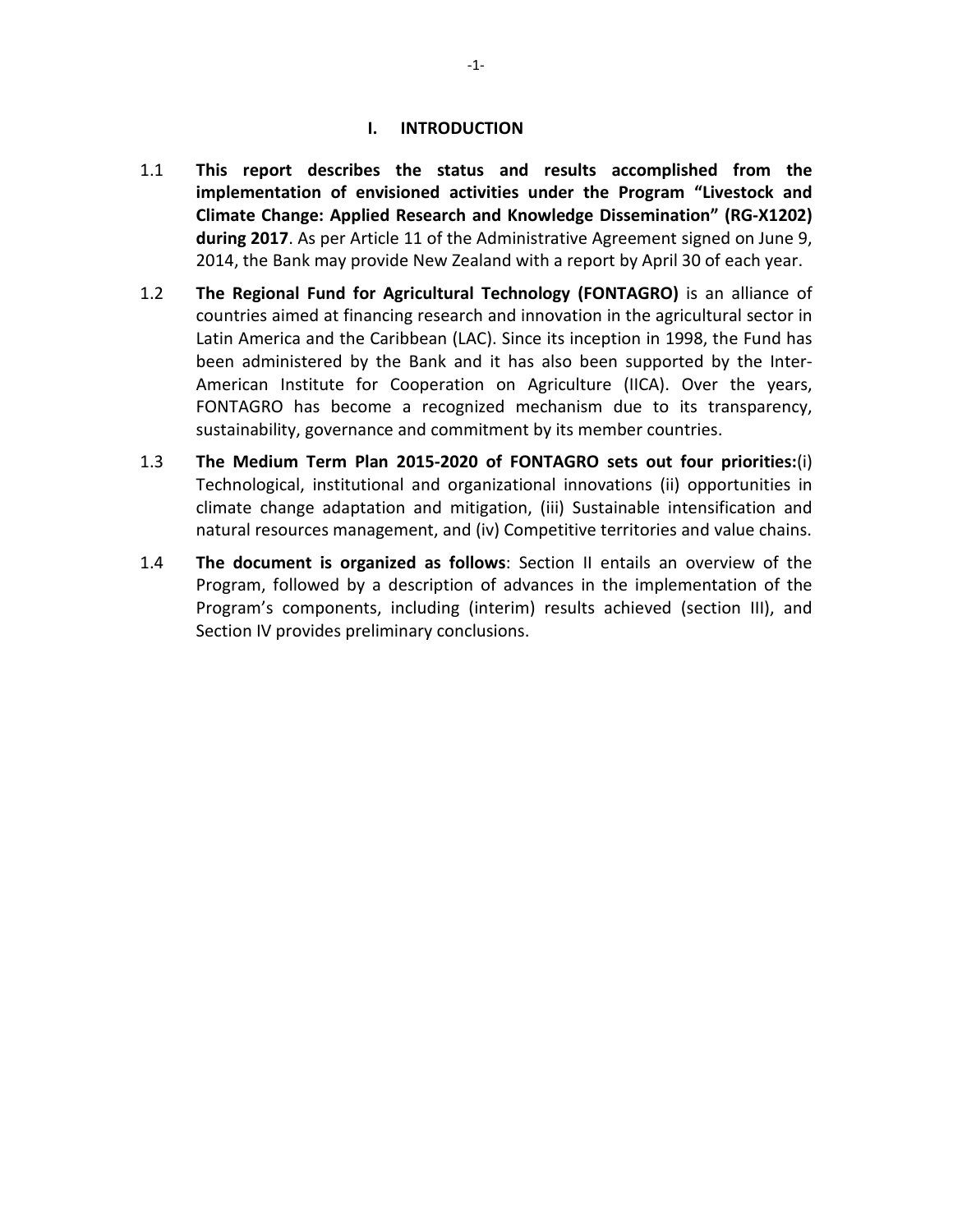# I. INTRODUCTION

1.1 **This report describes the status and results accomplished from the implementation of envisioned activities under the Program "Livestock and Climate Change: Applied Research and Knowledge Dissemination" (RG-X1202) during 2017**. As per Article 11 of the Administrative Agreement signed on June 9, 2014, the Bank may provide New Zealand with a report by April 30 of each year.

1.2 **The Regional Fund for Agricultural Technology (FONTAGRO)** is an alliance of countries aimed at financing research and innovation in the agricultural sector in Latin America and the Caribbean (LAC). Since its inception in 1998, the Fund has been administered by the Bank and it has also been supported by the Inter-American Institute for Cooperation on Agriculture (IICA). Over the years, FONTAGRO has become a recognized mechanism due to its transparency, sustainability, governance and commitment by its member countries.

1.3 **The Medium Term Plan 2015-2020 of FONTAGRO sets out four priorities:**(i) Technological, institutional and organizational innovations (ii) opportunities in climate change adaptation and mitigation, (iii) Sustainable intensification and natural resources management, and (iv) Competitive territories and value chains.

1.4 **The document is organized as follows**: Section II entails an overview of the Program, followed by a description of advances in the implementation of the Program's components, including (interim) results achieved (section III), and Section IV provides preliminary conclusions.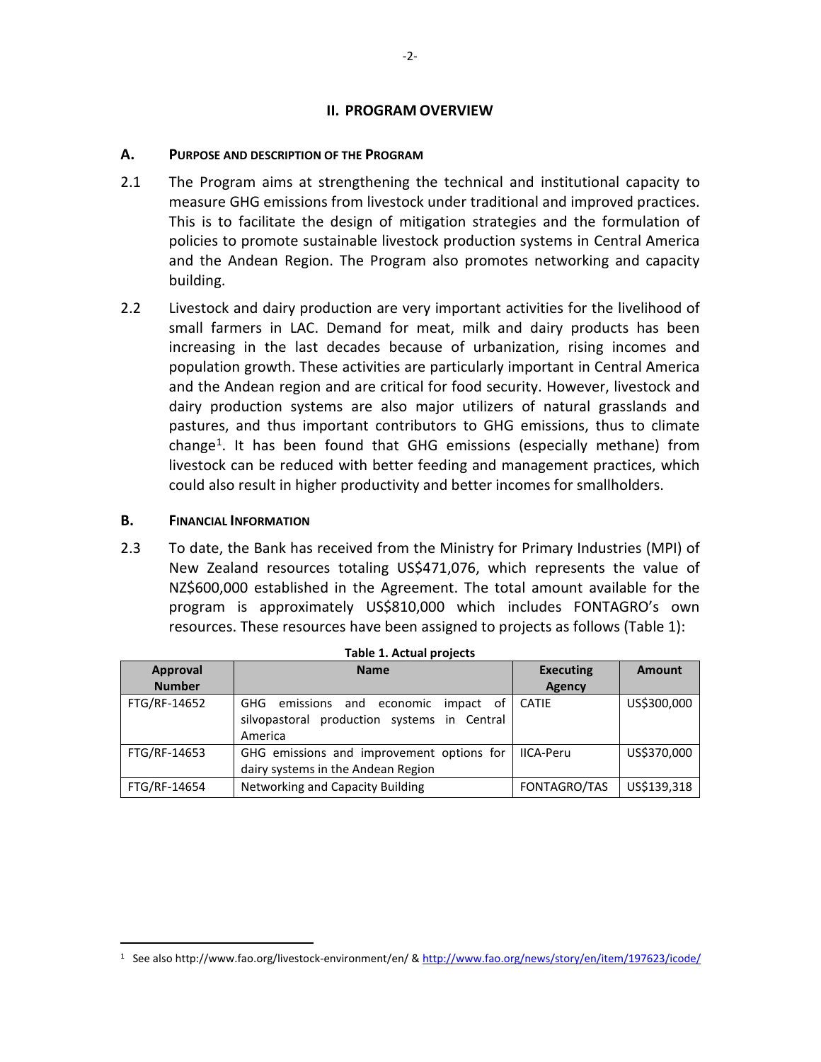## II. PROGRAM OVERVIEW

### A. PURPOSE AND DESCRIPTION OF THE PROGRAM

2.1 The Program aims at strengthening the technical and institutional capacity to measure GHG emissions from livestock under traditional and improved practices. This is to facilitate the design of mitigation strategies and the formulation of policies to promote sustainable livestock production systems in Central America and the Andean Region. The Program also promotes networking and capacity building.

2.2 Livestock and dairy production are very important activities for the livelihood of small farmers in LAC. Demand for meat, milk and dairy products has been increasing in the last decades because of urbanization, rising incomes and population growth. These activities are particularly important in Central America and the Andean region and are critical for food security. However, livestock and dairy production systems are also major utilizers of natural grasslands and pastures, and thus important contributors to GHG emissions, thus to climate change[1]. It has been found that GHG emissions (especially methane) from livestock can be reduced with better feeding and management practices, which could also result in higher productivity and better incomes for smallholders.

### B. FINANCIAL INFORMATION

2.3 To date, the Bank has received from the Ministry for Primary Industries (MPI) of New Zealand resources totaling US$471,076, which represents the value of NZ$600,000 established in the Agreement. The total amount available for the program is approximately US$810,000 which includes FONTAGRO's own resources. These resources have been assigned to projects as follows (Table 1):

**Table 1. Actual projects**

| Approval Number | Name | Executing Agency | Amount |
|---|---|---|---|
| FTG/RF-14652 | GHG emissions and economic impact of silvopastoral production systems in Central America | CATIE | US$300,000 |
| FTG/RF-14653 | GHG emissions and improvement options for dairy systems in the Andean Region | IICA-Peru | US$370,000 |
| FTG/RF-14654 | Networking and Capacity Building | FONTAGRO/TAS | US$139,318 |

[1] See also http://www.fao.org/livestock-environment/en/ & http://www.fao.org/news/story/en/item/197623/icode/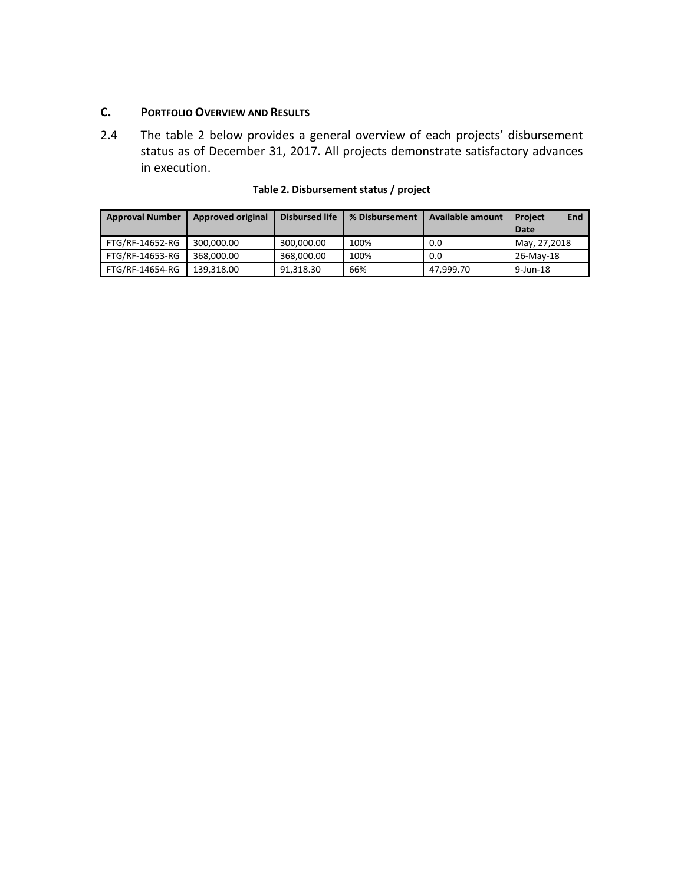## C. PORTFOLIO OVERVIEW AND RESULTS

2.4 The table 2 below provides a general overview of each projects' disbursement status as of December 31, 2017. All projects demonstrate satisfactory advances in execution.

**Table 2. Disbursement status / project**

| Approval Number | Approved original | Disbursed life | % Disbursement | Available amount | Project End Date |
|---|---|---|---|---|---|
| FTG/RF-14652-RG | 300,000.00 | 300,000.00 | 100% | 0.0 | May, 27,2018 |
| FTG/RF-14653-RG | 368,000.00 | 368,000.00 | 100% | 0.0 | 26-May-18 |
| FTG/RF-14654-RG | 139,318.00 | 91,318.30 | 66% | 47,999.70 | 9-Jun-18 |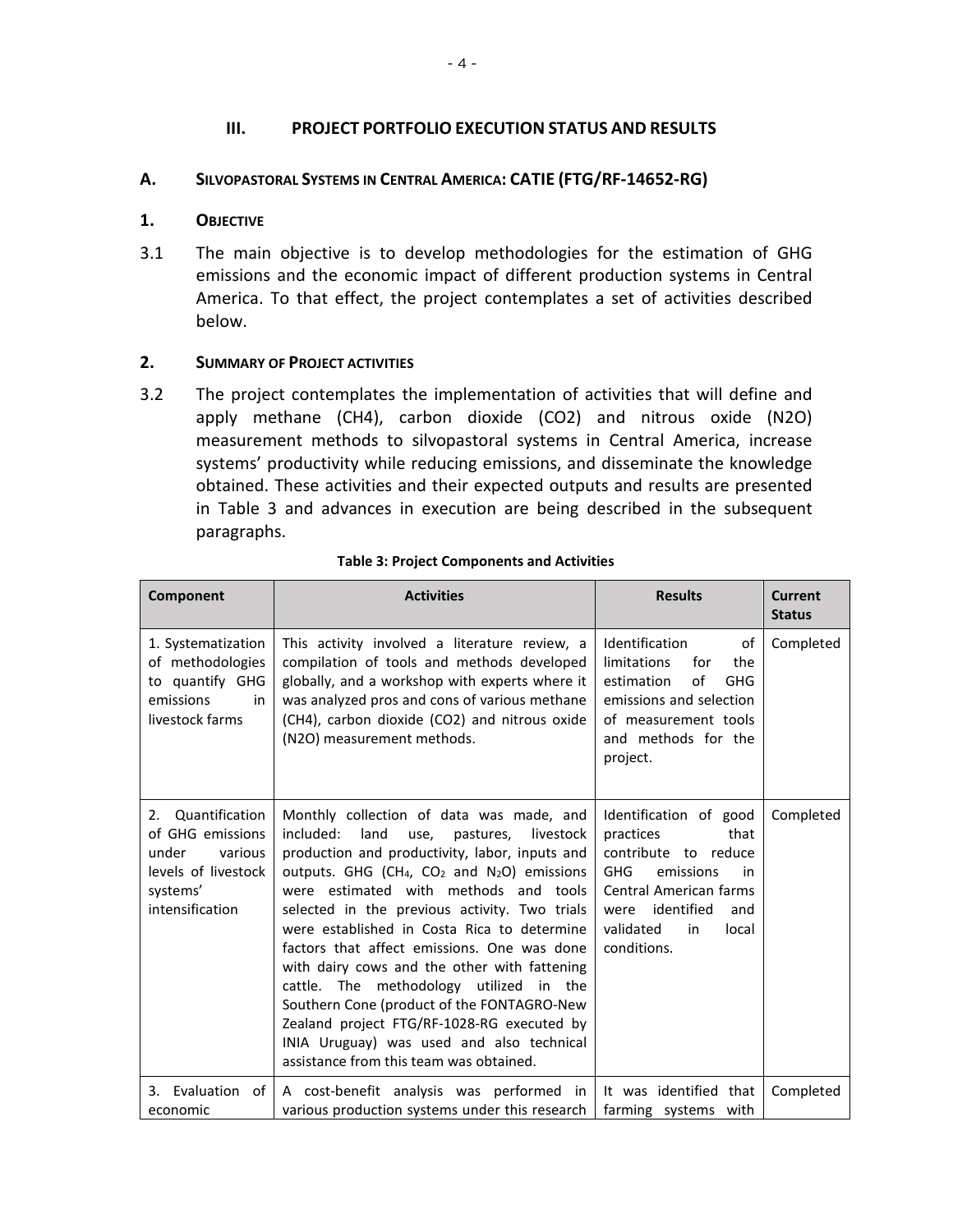## III. PROJECT PORTFOLIO EXECUTION STATUS AND RESULTS

### A. SILVOPASTORAL SYSTEMS IN CENTRAL AMERICA: CATIE (FTG/RF-14652-RG)

#### 1. OBJECTIVE

3.1 The main objective is to develop methodologies for the estimation of GHG emissions and the economic impact of different production systems in Central America. To that effect, the project contemplates a set of activities described below.

#### 2. SUMMARY OF PROJECT ACTIVITIES

3.2 The project contemplates the implementation of activities that will define and apply methane (CH4), carbon dioxide (CO2) and nitrous oxide (N2O) measurement methods to silvopastoral systems in Central America, increase systems' productivity while reducing emissions, and disseminate the knowledge obtained. These activities and their expected outputs and results are presented in Table 3 and advances in execution are being described in the subsequent paragraphs.

**Table 3: Project Components and Activities**

| Component | Activities | Results | Current Status |
|---|---|---|---|
| 1. Systematization of methodologies to quantify GHG emissions in livestock farms | This activity involved a literature review, a compilation of tools and methods developed globally, and a workshop with experts where it was analyzed pros and cons of various methane (CH4), carbon dioxide (CO2) and nitrous oxide (N2O) measurement methods. | Identification of limitations for the estimation of GHG emissions and selection of measurement tools and methods for the project. | Completed |
| 2. Quantification of GHG emissions under various levels of livestock systems' intensification | Monthly collection of data was made, and included: land use, pastures, livestock production and productivity, labor, inputs and outputs. GHG ($CH_4$, $CO_2$ and $N_2O$) emissions were estimated with methods and tools selected in the previous activity. Two trials were established in Costa Rica to determine factors that affect emissions. One was done with dairy cows and the other with fattening cattle. The methodology utilized in the Southern Cone (product of the FONTAGRO-New Zealand project FTG/RF-1028-RG executed by INIA Uruguay) was used and also technical assistance from this team was obtained. | Identification of good practices that contribute to reduce GHG emissions in Central American farms were identified and validated in local conditions. | Completed |
| 3. Evaluation of economic | A cost-benefit analysis was performed in various production systems under this research | It was identified that farming systems with | Completed |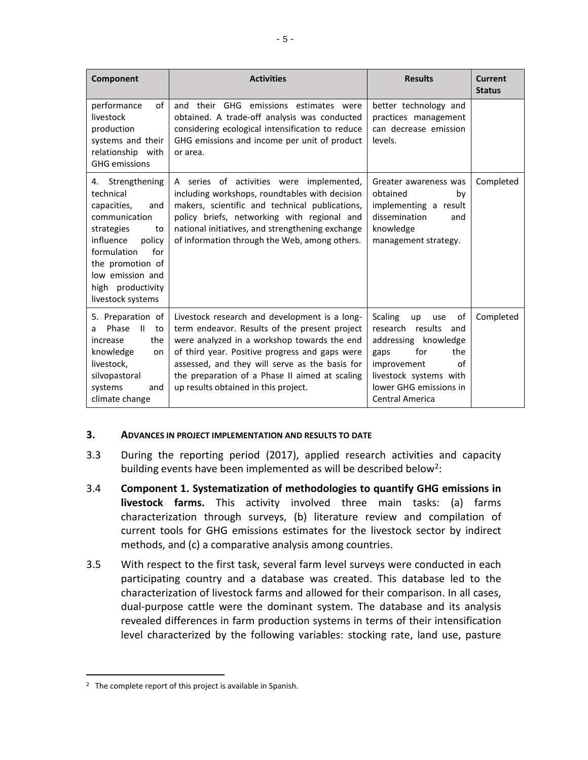| Component | Activities | Results | Current Status |
|---|---|---|---|
| performance of livestock production systems and their relationship with GHG emissions | and their GHG emissions estimates were obtained. A trade-off analysis was conducted considering ecological intensification to reduce GHG emissions and income per unit of product or area. | better technology and practices management can decrease emission levels. | |
| 4. Strengthening technical capacities, and communication strategies to influence policy formulation for the promotion of low emission and high productivity livestock systems | A series of activities were implemented, including workshops, roundtables with decision makers, scientific and technical publications, policy briefs, networking with regional and national initiatives, and strengthening exchange of information through the Web, among others. | Greater awareness was obtained by implementing a result dissemination and knowledge management strategy. | Completed |
| 5. Preparation of a Phase II to increase the knowledge on livestock, silvopastoral systems and climate change | Livestock research and development is a long-term endeavor. Results of the present project were analyzed in a workshop towards the end of third year. Positive progress and gaps were assessed, and they will serve as the basis for the preparation of a Phase II aimed at scaling up results obtained in this project. | Scaling up use of research results and addressing knowledge gaps for the improvement of livestock systems with lower GHG emissions in Central America | Completed |

## 3. ADVANCES IN PROJECT IMPLEMENTATION AND RESULTS TO DATE

3.3 During the reporting period (2017), applied research activities and capacity building events have been implemented as will be described below[2]:

3.4 **Component 1. Systematization of methodologies to quantify GHG emissions in livestock farms.** This activity involved three main tasks: (a) farms characterization through surveys, (b) literature review and compilation of current tools for GHG emissions estimates for the livestock sector by indirect methods, and (c) a comparative analysis among countries.

3.5 With respect to the first task, several farm level surveys were conducted in each participating country and a database was created. This database led to the characterization of livestock farms and allowed for their comparison. In all cases, dual-purpose cattle were the dominant system. The database and its analysis revealed differences in farm production systems in terms of their intensification level characterized by the following variables: stocking rate, land use, pasture

[2] The complete report of this project is available in Spanish.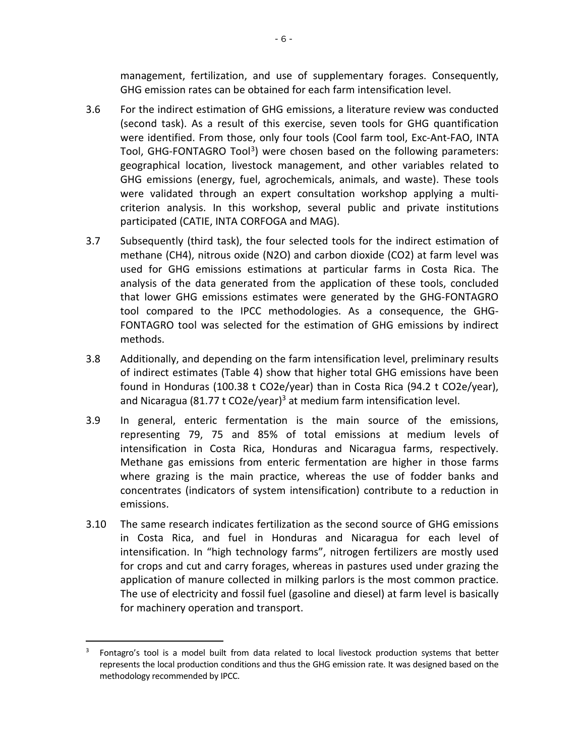management, fertilization, and use of supplementary forages. Consequently, GHG emission rates can be obtained for each farm intensification level.

3.6 For the indirect estimation of GHG emissions, a literature review was conducted (second task). As a result of this exercise, seven tools for GHG quantification were identified. From those, only four tools (Cool farm tool, Exc-Ant-FAO, INTA Tool, GHG-FONTAGRO Tool[3]) were chosen based on the following parameters: geographical location, livestock management, and other variables related to GHG emissions (energy, fuel, agrochemicals, animals, and waste). These tools were validated through an expert consultation workshop applying a multi-criterion analysis. In this workshop, several public and private institutions participated (CATIE, INTA CORFOGA and MAG).

3.7 Subsequently (third task), the four selected tools for the indirect estimation of methane ($CH_4$), nitrous oxide ($N_2O$) and carbon dioxide ($CO_2$) at farm level was used for GHG emissions estimations at particular farms in Costa Rica. The analysis of the data generated from the application of these tools, concluded that lower GHG emissions estimates were generated by the GHG-FONTAGRO tool compared to the IPCC methodologies. As a consequence, the GHG-FONTAGRO tool was selected for the estimation of GHG emissions by indirect methods.

3.8 Additionally, and depending on the farm intensification level, preliminary results of indirect estimates (Table 4) show that higher total GHG emissions have been found in Honduras (100.38 t $CO_2e$/year) than in Costa Rica (94.2 t $CO_2e$/year), and Nicaragua (81.77 t $CO_2e$/year)[3] at medium farm intensification level.

3.9 In general, enteric fermentation is the main source of the emissions, representing 79, 75 and 85% of total emissions at medium levels of intensification in Costa Rica, Honduras and Nicaragua farms, respectively. Methane gas emissions from enteric fermentation are higher in those farms where grazing is the main practice, whereas the use of fodder banks and concentrates (indicators of system intensification) contribute to a reduction in emissions.

3.10 The same research indicates fertilization as the second source of GHG emissions in Costa Rica, and fuel in Honduras and Nicaragua for each level of intensification. In "high technology farms", nitrogen fertilizers are mostly used for crops and cut and carry forages, whereas in pastures used under grazing the application of manure collected in milking parlors is the most common practice. The use of electricity and fossil fuel (gasoline and diesel) at farm level is basically for machinery operation and transport.

[3] Fontagro's tool is a model built from data related to local livestock production systems that better represents the local production conditions and thus the GHG emission rate. It was designed based on the methodology recommended by IPCC.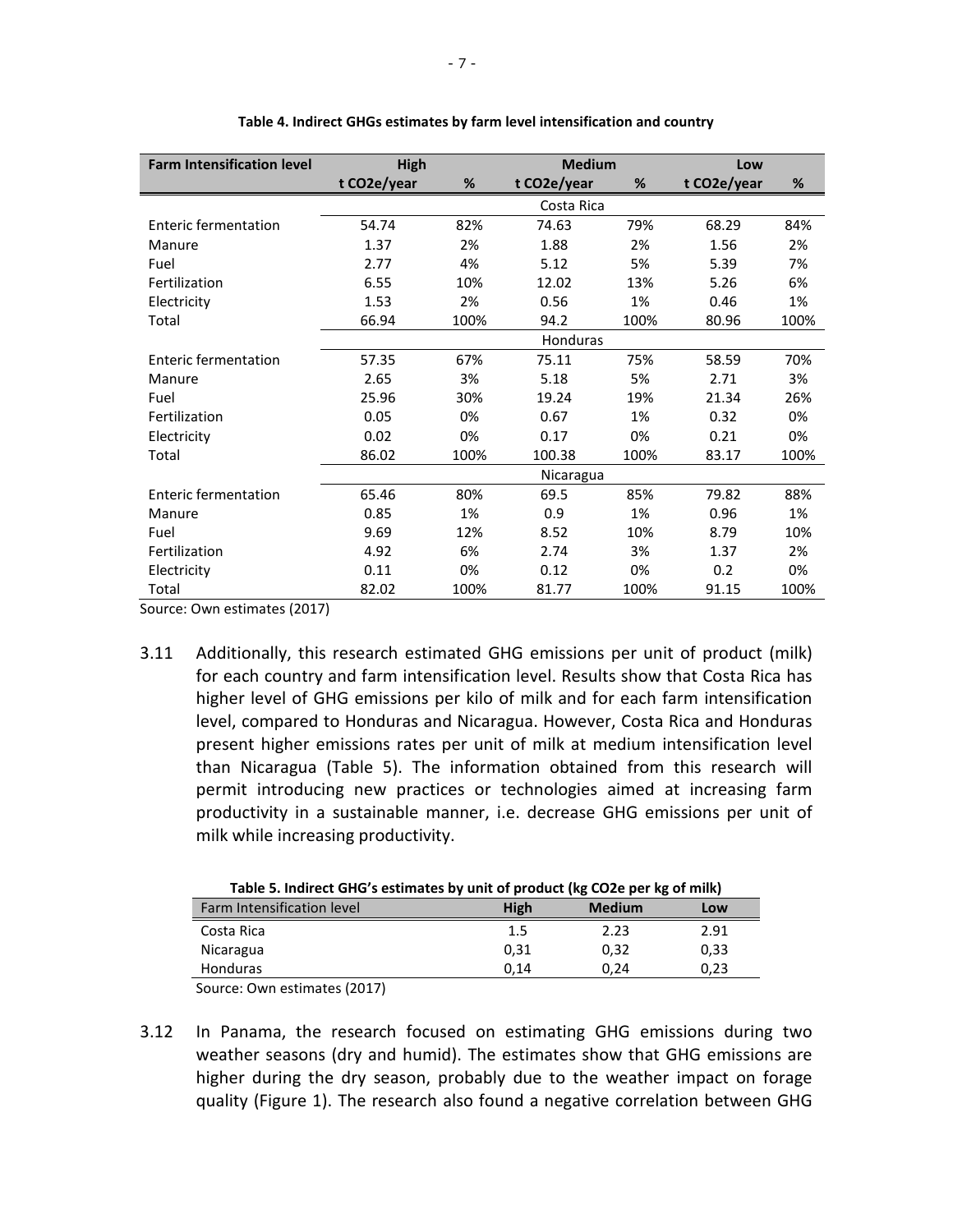**Table 4. Indirect GHGs estimates by farm level intensification and country**

| Farm Intensification level | High | | Medium | | Low | |
|---|---|---|---|---|---|---|
| | t CO2e/year | % | t CO2e/year | % | t CO2e/year | % |
| | | | Costa Rica | | | |
| Enteric fermentation | 54.74 | 82% | 74.63 | 79% | 68.29 | 84% |
| Manure | 1.37 | 2% | 1.88 | 2% | 1.56 | 2% |
| Fuel | 2.77 | 4% | 5.12 | 5% | 5.39 | 7% |
| Fertilization | 6.55 | 10% | 12.02 | 13% | 5.26 | 6% |
| Electricity | 1.53 | 2% | 0.56 | 1% | 0.46 | 1% |
| Total | 66.94 | 100% | 94.2 | 100% | 80.96 | 100% |
| | | | Honduras | | | |
| Enteric fermentation | 57.35 | 67% | 75.11 | 75% | 58.59 | 70% |
| Manure | 2.65 | 3% | 5.18 | 5% | 2.71 | 3% |
| Fuel | 25.96 | 30% | 19.24 | 19% | 21.34 | 26% |
| Fertilization | 0.05 | 0% | 0.67 | 1% | 0.32 | 0% |
| Electricity | 0.02 | 0% | 0.17 | 0% | 0.21 | 0% |
| Total | 86.02 | 100% | 100.38 | 100% | 83.17 | 100% |
| | | | Nicaragua | | | |
| Enteric fermentation | 65.46 | 80% | 69.5 | 85% | 79.82 | 88% |
| Manure | 0.85 | 1% | 0.9 | 1% | 0.96 | 1% |
| Fuel | 9.69 | 12% | 8.52 | 10% | 8.79 | 10% |
| Fertilization | 4.92 | 6% | 2.74 | 3% | 1.37 | 2% |
| Electricity | 0.11 | 0% | 0.12 | 0% | 0.2 | 0% |
| Total | 82.02 | 100% | 81.77 | 100% | 91.15 | 100% |

Source: Own estimates (2017)

3.11 Additionally, this research estimated GHG emissions per unit of product (milk) for each country and farm intensification level. Results show that Costa Rica has higher level of GHG emissions per kilo of milk and for each farm intensification level, compared to Honduras and Nicaragua. However, Costa Rica and Honduras present higher emissions rates per unit of milk at medium intensification level than Nicaragua (Table 5). The information obtained from this research will permit introducing new practices or technologies aimed at increasing farm productivity in a sustainable manner, i.e. decrease GHG emissions per unit of milk while increasing productivity.

**Table 5. Indirect GHG's estimates by unit of product (kg CO2e per kg of milk)**

| Farm Intensification level | High | Medium | Low |
|---|---|---|---|
| Costa Rica | 1.5 | 2.23 | 2.91 |
| Nicaragua | 0,31 | 0,32 | 0,33 |
| Honduras | 0,14 | 0,24 | 0,23 |

Source: Own estimates (2017)

3.12 In Panama, the research focused on estimating GHG emissions during two weather seasons (dry and humid). The estimates show that GHG emissions are higher during the dry season, probably due to the weather impact on forage quality (Figure 1). The research also found a negative correlation between GHG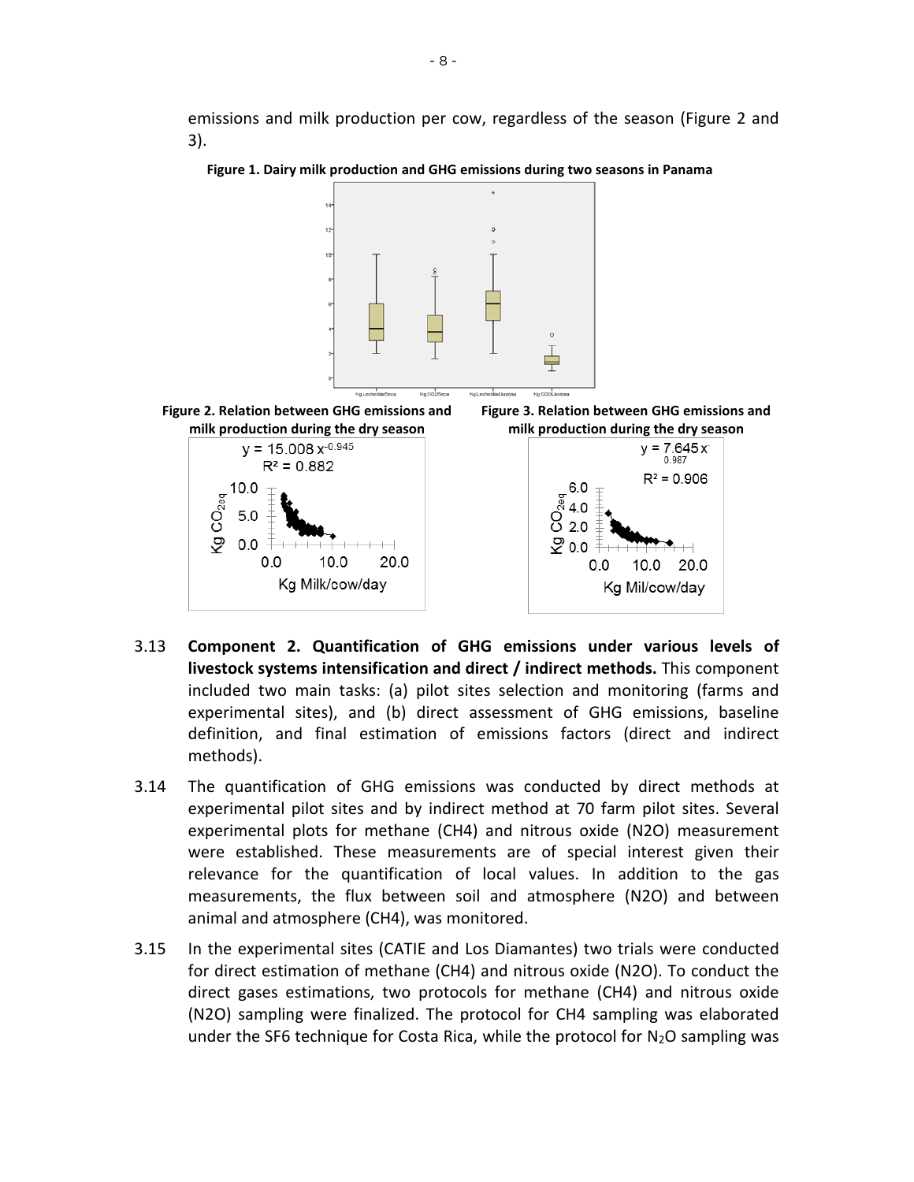emissions and milk production per cow, regardless of the season (Figure 2 and 3).

**Figure 1. Dairy milk production and GHG emissions during two seasons in Panama**

**Figure 2. Relation between GHG emissions and milk production during the dry season**

$y = 15.008 x^{-0.945}$
$R^2 = 0.882$

**Figure 3. Relation between GHG emissions and milk production during the dry season**

$y = 7.645 x^{-0.987}$
$R^2 = 0.906$

3.13 **Component 2. Quantification of GHG emissions under various levels of livestock systems intensification and direct / indirect methods.** This component included two main tasks: (a) pilot sites selection and monitoring (farms and experimental sites), and (b) direct assessment of GHG emissions, baseline definition, and final estimation of emissions factors (direct and indirect methods).

3.14 The quantification of GHG emissions was conducted by direct methods at experimental pilot sites and by indirect method at 70 farm pilot sites. Several experimental plots for methane (CH4) and nitrous oxide (N2O) measurement were established. These measurements are of special interest given their relevance for the quantification of local values. In addition to the gas measurements, the flux between soil and atmosphere (N2O) and between animal and atmosphere (CH4), was monitored.

3.15 In the experimental sites (CATIE and Los Diamantes) two trials were conducted for direct estimation of methane (CH4) and nitrous oxide (N2O). To conduct the direct gases estimations, two protocols for methane (CH4) and nitrous oxide (N2O) sampling were finalized. The protocol for CH4 sampling was elaborated under the SF6 technique for Costa Rica, while the protocol for $N_2O$ sampling was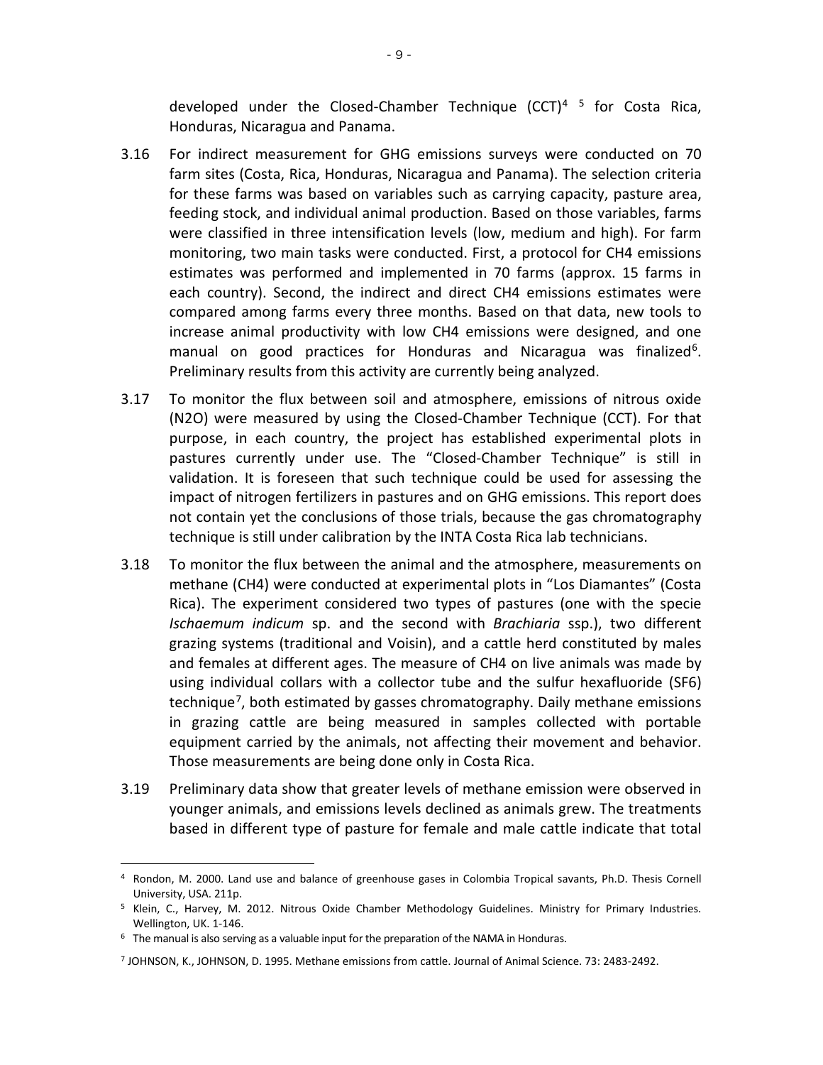developed under the Closed-Chamber Technique (CCT)[4] [5] for Costa Rica, Honduras, Nicaragua and Panama.

3.16 For indirect measurement for GHG emissions surveys were conducted on 70 farm sites (Costa, Rica, Honduras, Nicaragua and Panama). The selection criteria for these farms was based on variables such as carrying capacity, pasture area, feeding stock, and individual animal production. Based on those variables, farms were classified in three intensification levels (low, medium and high). For farm monitoring, two main tasks were conducted. First, a protocol for $CH_4$ emissions estimates was performed and implemented in 70 farms (approx. 15 farms in each country). Second, the indirect and direct $CH_4$ emissions estimates were compared among farms every three months. Based on that data, new tools to increase animal productivity with low $CH_4$ emissions were designed, and one manual on good practices for Honduras and Nicaragua was finalized[6]. Preliminary results from this activity are currently being analyzed.

3.17 To monitor the flux between soil and atmosphere, emissions of nitrous oxide ($N_2O$) were measured by using the Closed-Chamber Technique (CCT). For that purpose, in each country, the project has established experimental plots in pastures currently under use. The "Closed-Chamber Technique" is still in validation. It is foreseen that such technique could be used for assessing the impact of nitrogen fertilizers in pastures and on GHG emissions. This report does not contain yet the conclusions of those trials, because the gas chromatography technique is still under calibration by the INTA Costa Rica lab technicians.

3.18 To monitor the flux between the animal and the atmosphere, measurements on methane ($CH_4$) were conducted at experimental plots in "Los Diamantes" (Costa Rica). The experiment considered two types of pastures (one with the specie *Ischaemum indicum* sp. and the second with *Brachiaria* ssp.), two different grazing systems (traditional and Voisin), and a cattle herd constituted by males and females at different ages. The measure of $CH_4$ on live animals was made by using individual collars with a collector tube and the sulfur hexafluoride ($SF_6$) technique[7], both estimated by gasses chromatography. Daily methane emissions in grazing cattle are being measured in samples collected with portable equipment carried by the animals, not affecting their movement and behavior. Those measurements are being done only in Costa Rica.

3.19 Preliminary data show that greater levels of methane emission were observed in younger animals, and emissions levels declined as animals grew. The treatments based in different type of pasture for female and male cattle indicate that total

---

[4] Rondon, M. 2000. Land use and balance of greenhouse gases in Colombia Tropical savants, Ph.D. Thesis Cornell University, USA. 211p.

[5] Klein, C., Harvey, M. 2012. Nitrous Oxide Chamber Methodology Guidelines. Ministry for Primary Industries. Wellington, UK. 1-146.

[6] The manual is also serving as a valuable input for the preparation of the NAMA in Honduras.

[7] JOHNSON, K., JOHNSON, D. 1995. Methane emissions from cattle. Journal of Animal Science. 73: 2483-2492.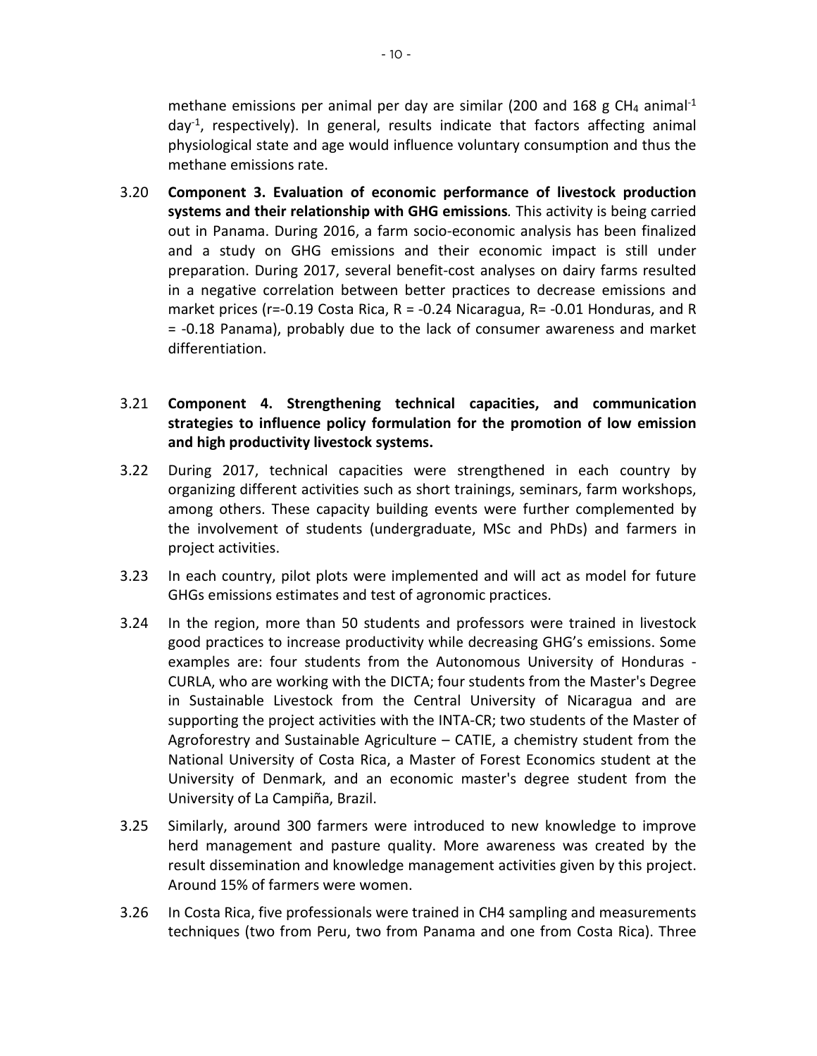methane emissions per animal per day are similar (200 and 168 g $CH_4$ $animal^{-1}$ $day^{-1}$, respectively). In general, results indicate that factors affecting animal physiological state and age would influence voluntary consumption and thus the methane emissions rate.

3.20 **Component 3. Evaluation of economic performance of livestock production systems and their relationship with GHG emissions***.* This activity is being carried out in Panama. During 2016, a farm socio-economic analysis has been finalized and a study on GHG emissions and their economic impact is still under preparation. During 2017, several benefit-cost analyses on dairy farms resulted in a negative correlation between better practices to decrease emissions and market prices ($r=-0.19$ Costa Rica, $R = -0.24$ Nicaragua, $R= -0.01$ Honduras, and $R = -0.18$ Panama), probably due to the lack of consumer awareness and market differentiation.

3.21 **Component 4. Strengthening technical capacities, and communication strategies to influence policy formulation for the promotion of low emission and high productivity livestock systems.**

3.22 During 2017, technical capacities were strengthened in each country by organizing different activities such as short trainings, seminars, farm workshops, among others. These capacity building events were further complemented by the involvement of students (undergraduate, MSc and PhDs) and farmers in project activities.

3.23 In each country, pilot plots were implemented and will act as model for future GHGs emissions estimates and test of agronomic practices.

3.24 In the region, more than 50 students and professors were trained in livestock good practices to increase productivity while decreasing GHG's emissions. Some examples are: four students from the Autonomous University of Honduras - CURLA, who are working with the DICTA; four students from the Master's Degree in Sustainable Livestock from the Central University of Nicaragua and are supporting the project activities with the INTA-CR; two students of the Master of Agroforestry and Sustainable Agriculture – CATIE, a chemistry student from the National University of Costa Rica, a Master of Forest Economics student at the University of Denmark, and an economic master's degree student from the University of La Campiña, Brazil.

3.25 Similarly, around 300 farmers were introduced to new knowledge to improve herd management and pasture quality. More awareness was created by the result dissemination and knowledge management activities given by this project. Around 15% of farmers were women.

3.26 In Costa Rica, five professionals were trained in CH4 sampling and measurements techniques (two from Peru, two from Panama and one from Costa Rica). Three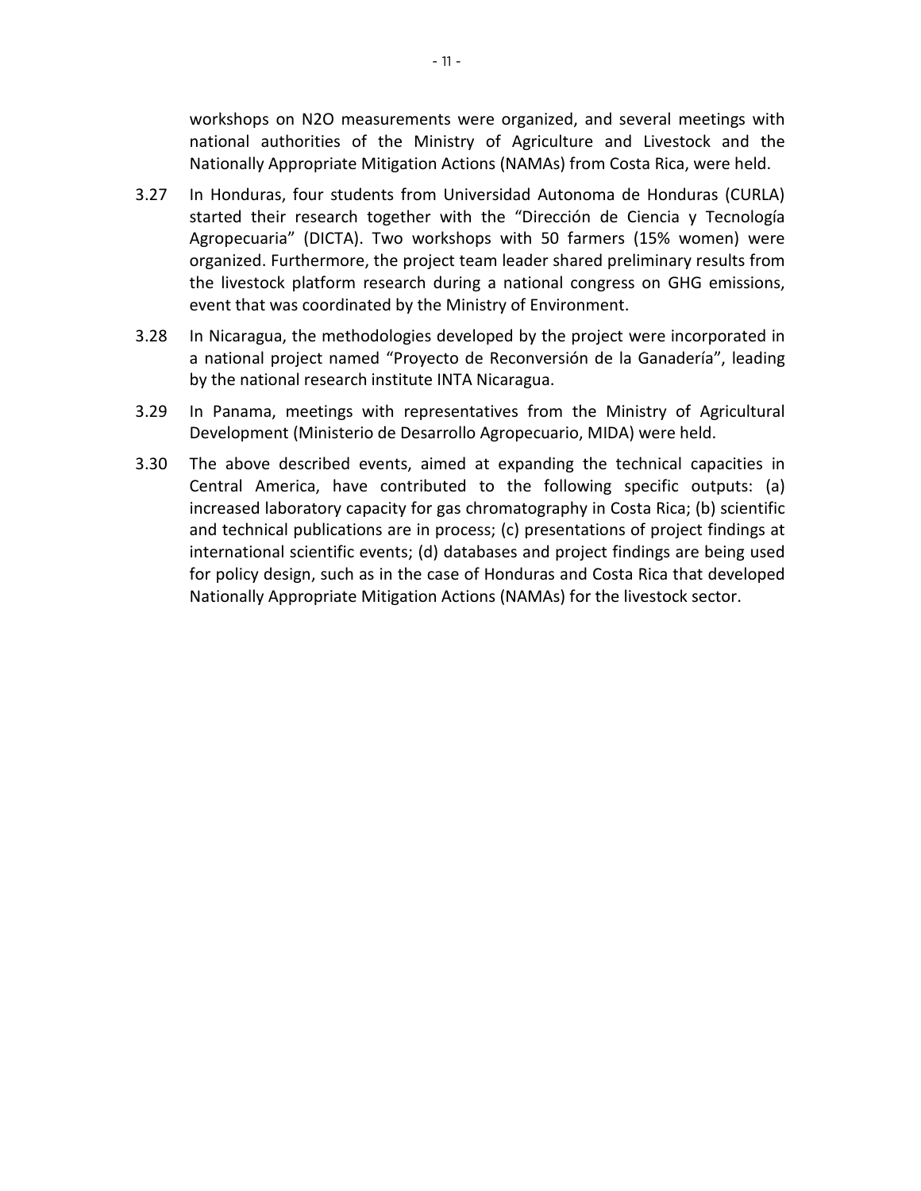workshops on $N_2O$ measurements were organized, and several meetings with national authorities of the Ministry of Agriculture and Livestock and the Nationally Appropriate Mitigation Actions (NAMAs) from Costa Rica, were held.

3.27 In Honduras, four students from Universidad Autonoma de Honduras (CURLA) started their research together with the "Dirección de Ciencia y Tecnología Agropecuaria" (DICTA). Two workshops with 50 farmers (15% women) were organized. Furthermore, the project team leader shared preliminary results from the livestock platform research during a national congress on GHG emissions, event that was coordinated by the Ministry of Environment.

3.28 In Nicaragua, the methodologies developed by the project were incorporated in a national project named "Proyecto de Reconversión de la Ganadería", leading by the national research institute INTA Nicaragua.

3.29 In Panama, meetings with representatives from the Ministry of Agricultural Development (Ministerio de Desarrollo Agropecuario, MIDA) were held.

3.30 The above described events, aimed at expanding the technical capacities in Central America, have contributed to the following specific outputs: (a) increased laboratory capacity for gas chromatography in Costa Rica; (b) scientific and technical publications are in process; (c) presentations of project findings at international scientific events; (d) databases and project findings are being used for policy design, such as in the case of Honduras and Costa Rica that developed Nationally Appropriate Mitigation Actions (NAMAs) for the livestock sector.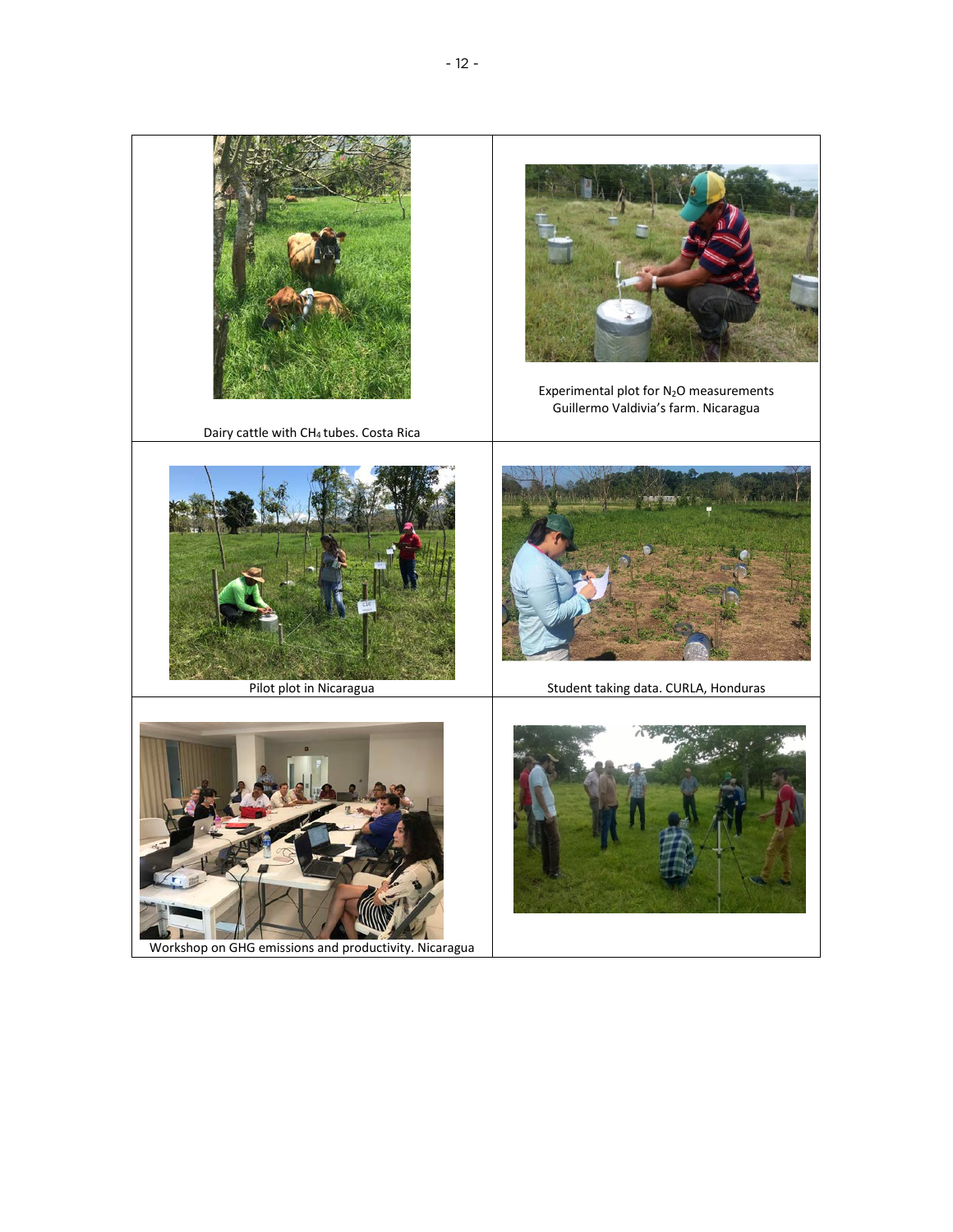| | |
|---|---|
| Dairy cattle with $CH_4$ tubes. Costa Rica | Experimental plot for $N_2O$ measurements Guillermo Valdivia's farm. Nicaragua |
| Pilot plot in Nicaragua | Student taking data. CURLA, Honduras |
| Workshop on GHG emissions and productivity. Nicaragua | |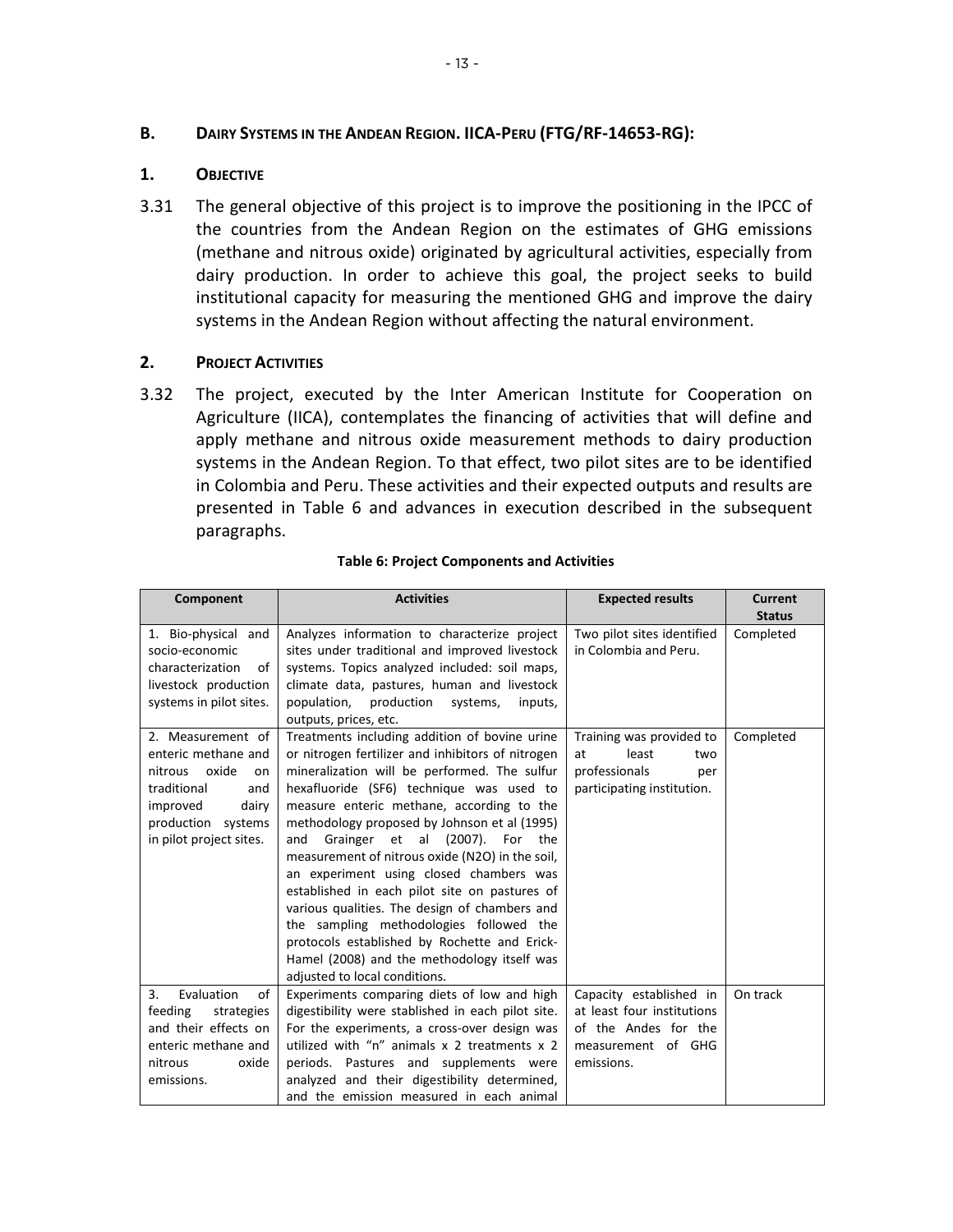## B. Dairy Systems in the Andean Region. IICA-Peru (FTG/RF-14653-RG):

### 1. Objective

3.31 The general objective of this project is to improve the positioning in the IPCC of the countries from the Andean Region on the estimates of GHG emissions (methane and nitrous oxide) originated by agricultural activities, especially from dairy production. In order to achieve this goal, the project seeks to build institutional capacity for measuring the mentioned GHG and improve the dairy systems in the Andean Region without affecting the natural environment.

### 2. Project Activities

3.32 The project, executed by the Inter American Institute for Cooperation on Agriculture (IICA), contemplates the financing of activities that will define and apply methane and nitrous oxide measurement methods to dairy production systems in the Andean Region. To that effect, two pilot sites are to be identified in Colombia and Peru. These activities and their expected outputs and results are presented in Table 6 and advances in execution described in the subsequent paragraphs.

**Table 6: Project Components and Activities**

| Component | Activities | Expected results | Current Status |
|---|---|---|---|
| 1. Bio-physical and socio-economic characterization of livestock production systems in pilot sites. | Analyzes information to characterize project sites under traditional and improved livestock systems. Topics analyzed included: soil maps, climate data, pastures, human and livestock population, production systems, inputs, outputs, prices, etc. | Two pilot sites identified in Colombia and Peru. | Completed |
| 2. Measurement of enteric methane and nitrous oxide on traditional and improved dairy production systems in pilot project sites. | Treatments including addition of bovine urine or nitrogen fertilizer and inhibitors of nitrogen mineralization will be performed. The sulfur hexafluoride ($SF_6$) technique was used to measure enteric methane, according to the methodology proposed by Johnson et al (1995) and Grainger et al (2007). For the measurement of nitrous oxide ($N_2O$) in the soil, an experiment using closed chambers was established in each pilot site on pastures of various qualities. The design of chambers and the sampling methodologies followed the protocols established by Rochette and Erick-Hamel (2008) and the methodology itself was adjusted to local conditions. | Training was provided to at least two professionals per participating institution. | Completed |
| 3. Evaluation of feeding strategies and their effects on enteric methane and nitrous oxide emissions. | Experiments comparing diets of low and high digestibility were stablished in each pilot site. For the experiments, a cross-over design was utilized with "n" animals x 2 treatments x 2 periods. Pastures and supplements were analyzed and their digestibility determined, and the emission measured in each animal | Capacity established in at least four institutions of the Andes for the measurement of GHG emissions. | On track |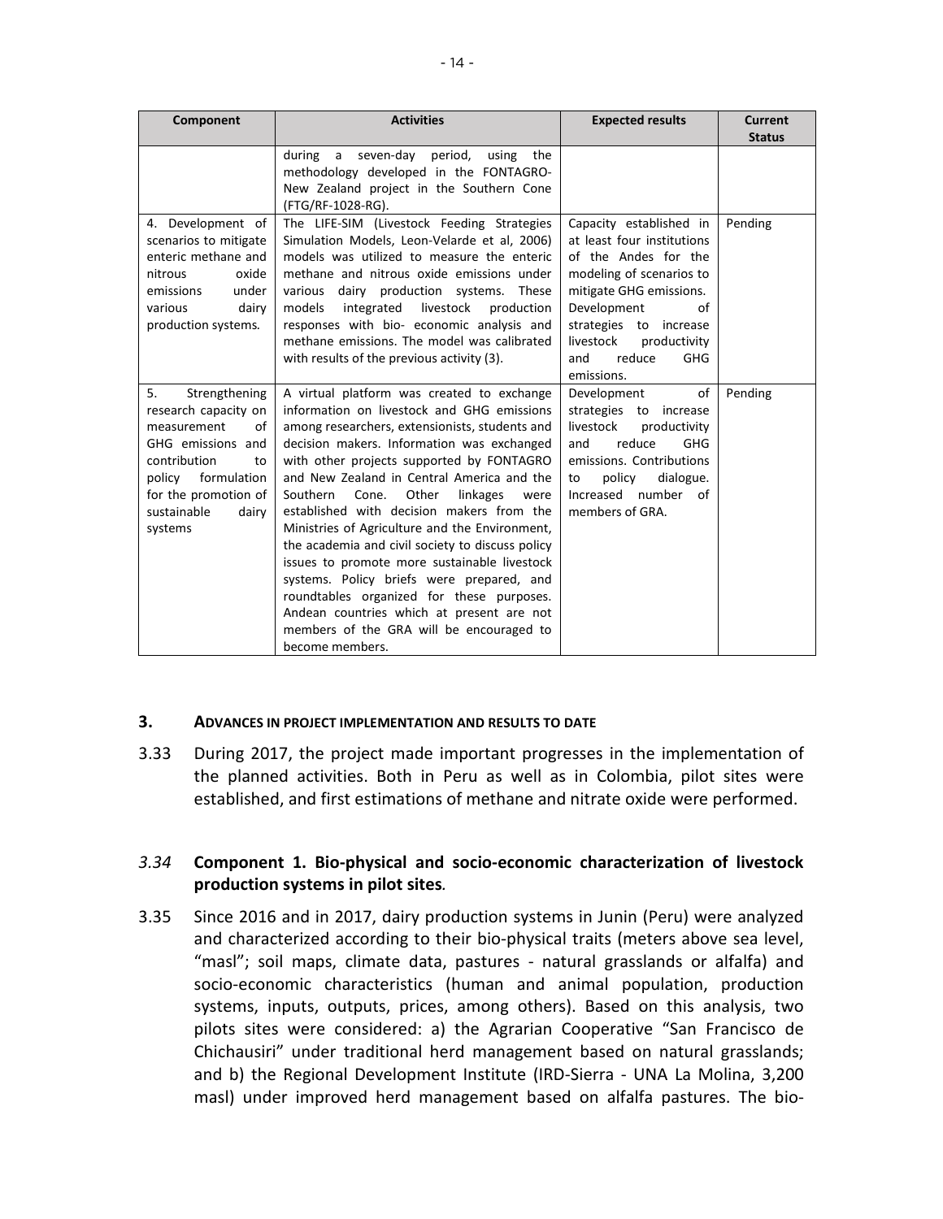| Component | Activities | Expected results | Current Status |
|---|---|---|---|
| | during a seven-day period, using the methodology developed in the FONTAGRO-New Zealand project in the Southern Cone (FTG/RF-1028-RG). | | |
| 4. Development of scenarios to mitigate enteric methane and nitrous oxide emissions under various dairy production systems. | The LIFE-SIM (Livestock Feeding Strategies Simulation Models, Leon-Velarde et al, 2006) models was utilized to measure the enteric methane and nitrous oxide emissions under various dairy production systems. These models integrated livestock production responses with bio- economic analysis and methane emissions. The model was calibrated with results of the previous activity (3). | Capacity established in at least four institutions of the Andes for the modeling of scenarios to mitigate GHG emissions. Development of strategies to increase livestock productivity and reduce GHG emissions. | Pending |
| 5. Strengthening research capacity on measurement of GHG emissions and contribution to policy formulation for the promotion of sustainable dairy systems | A virtual platform was created to exchange information on livestock and GHG emissions among researchers, extensionists, students and decision makers. Information was exchanged with other projects supported by FONTAGRO and New Zealand in Central America and the Southern Cone. Other linkages were established with decision makers from the Ministries of Agriculture and the Environment, the academia and civil society to discuss policy issues to promote more sustainable livestock systems. Policy briefs were prepared, and roundtables organized for these purposes. Andean countries which at present are not members of the GRA will be encouraged to become members. | Development of strategies to increase livestock productivity and reduce GHG emissions. Contributions to policy dialogue. Increased number of members of GRA. | Pending |

## 3. ADVANCES IN PROJECT IMPLEMENTATION AND RESULTS TO DATE

3.33 During 2017, the project made important progresses in the implementation of the planned activities. Both in Peru as well as in Colombia, pilot sites were established, and first estimations of methane and nitrate oxide were performed.

*3.34* **Component 1. Bio-physical and socio-economic characterization of livestock production systems in pilot sites**.

3.35 Since 2016 and in 2017, dairy production systems in Junin (Peru) were analyzed and characterized according to their bio-physical traits (meters above sea level, "masl"; soil maps, climate data, pastures - natural grasslands or alfalfa) and socio-economic characteristics (human and animal population, production systems, inputs, outputs, prices, among others). Based on this analysis, two pilots sites were considered: a) the Agrarian Cooperative "San Francisco de Chichausiri" under traditional herd management based on natural grasslands; and b) the Regional Development Institute (IRD-Sierra - UNA La Molina, 3,200 masl) under improved herd management based on alfalfa pastures. The bio-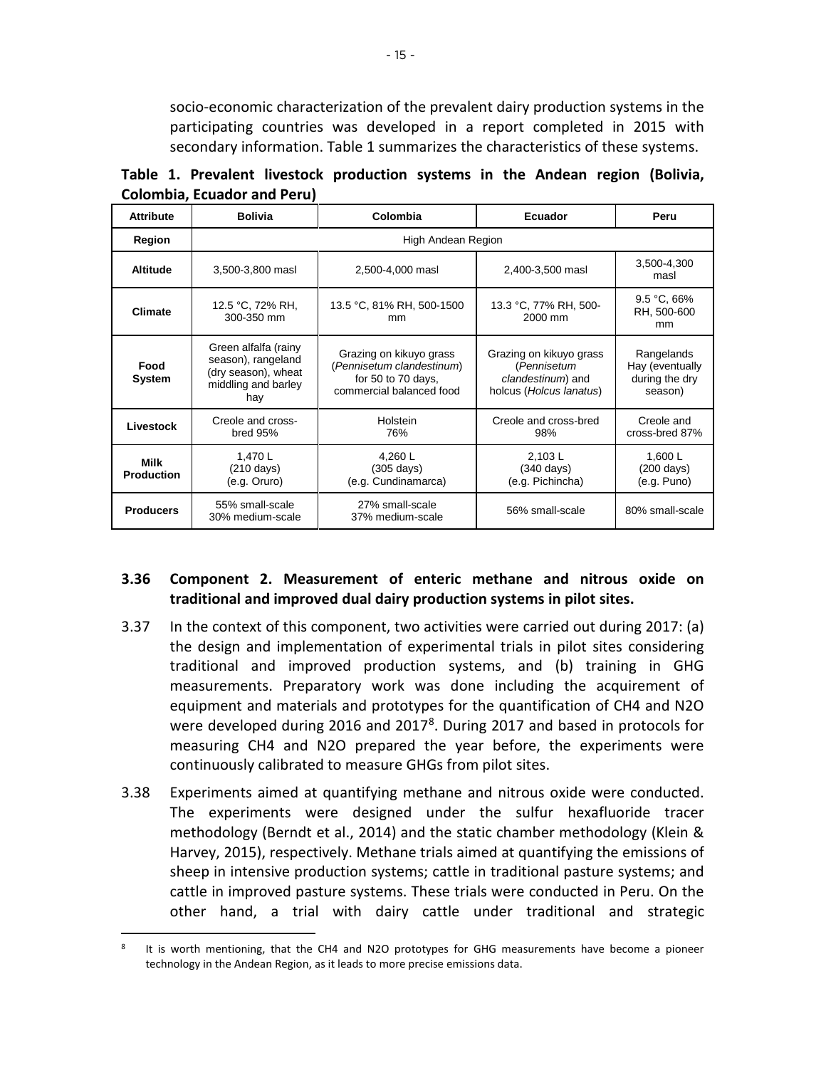socio-economic characterization of the prevalent dairy production systems in the participating countries was developed in a report completed in 2015 with secondary information. Table 1 summarizes the characteristics of these systems.

**Table 1. Prevalent livestock production systems in the Andean region (Bolivia, Colombia, Ecuador and Peru)**

| Attribute | Bolivia | Colombia | Ecuador | Peru |
|---|---|---|---|---|
| **Region** | High Andean Region | | | |
| **Altitude** | 3,500-3,800 masl | 2,500-4,000 masl | 2,400-3,500 masl | 3,500-4,300 masl |
| **Climate** | 12.5 °C, 72% RH, 300-350 mm | 13.5 °C, 81% RH, 500-1500 mm | 13.3 °C, 77% RH, 500-2000 mm | 9.5 °C, 66% RH, 500-600 mm |
| **Food System** | Green alfalfa (rainy season), rangeland (dry season), wheat middling and barley hay | Grazing on kikuyo grass (*Pennisetum clandestinum*) for 50 to 70 days, commercial balanced food | Grazing on kikuyo grass (*Pennisetum clandestinum*) and holcus (*Holcus lanatus*) | Rangelands Hay (eventually during the dry season) |
| **Livestock** | Creole and cross-bred 95% | Holstein 76% | Creole and cross-bred 98% | Creole and cross-bred 87% |
| **Milk Production** | 1,470 L (210 days) (e.g. Oruro) | 4,260 L (305 days) (e.g. Cundinamarca) | 2,103 L (340 days) (e.g. Pichincha) | 1,600 L (200 days) (e.g. Puno) |
| **Producers** | 55% small-scale 30% medium-scale | 27% small-scale 37% medium-scale | 56% small-scale | 80% small-scale |

### 3.36 Component 2. Measurement of enteric methane and nitrous oxide on traditional and improved dual dairy production systems in pilot sites.

3.37 In the context of this component, two activities were carried out during 2017: (a) the design and implementation of experimental trials in pilot sites considering traditional and improved production systems, and (b) training in GHG measurements. Preparatory work was done including the acquirement of equipment and materials and prototypes for the quantification of CH4 and N2O were developed during 2016 and 2017[8]. During 2017 and based in protocols for measuring CH4 and N2O prepared the year before, the experiments were continuously calibrated to measure GHGs from pilot sites.

3.38 Experiments aimed at quantifying methane and nitrous oxide were conducted. The experiments were designed under the sulfur hexafluoride tracer methodology (Berndt et al., 2014) and the static chamber methodology (Klein & Harvey, 2015), respectively. Methane trials aimed at quantifying the emissions of sheep in intensive production systems; cattle in traditional pasture systems; and cattle in improved pasture systems. These trials were conducted in Peru. On the other hand, a trial with dairy cattle under traditional and strategic

[8] It is worth mentioning, that the CH4 and N2O prototypes for GHG measurements have become a pioneer technology in the Andean Region, as it leads to more precise emissions data.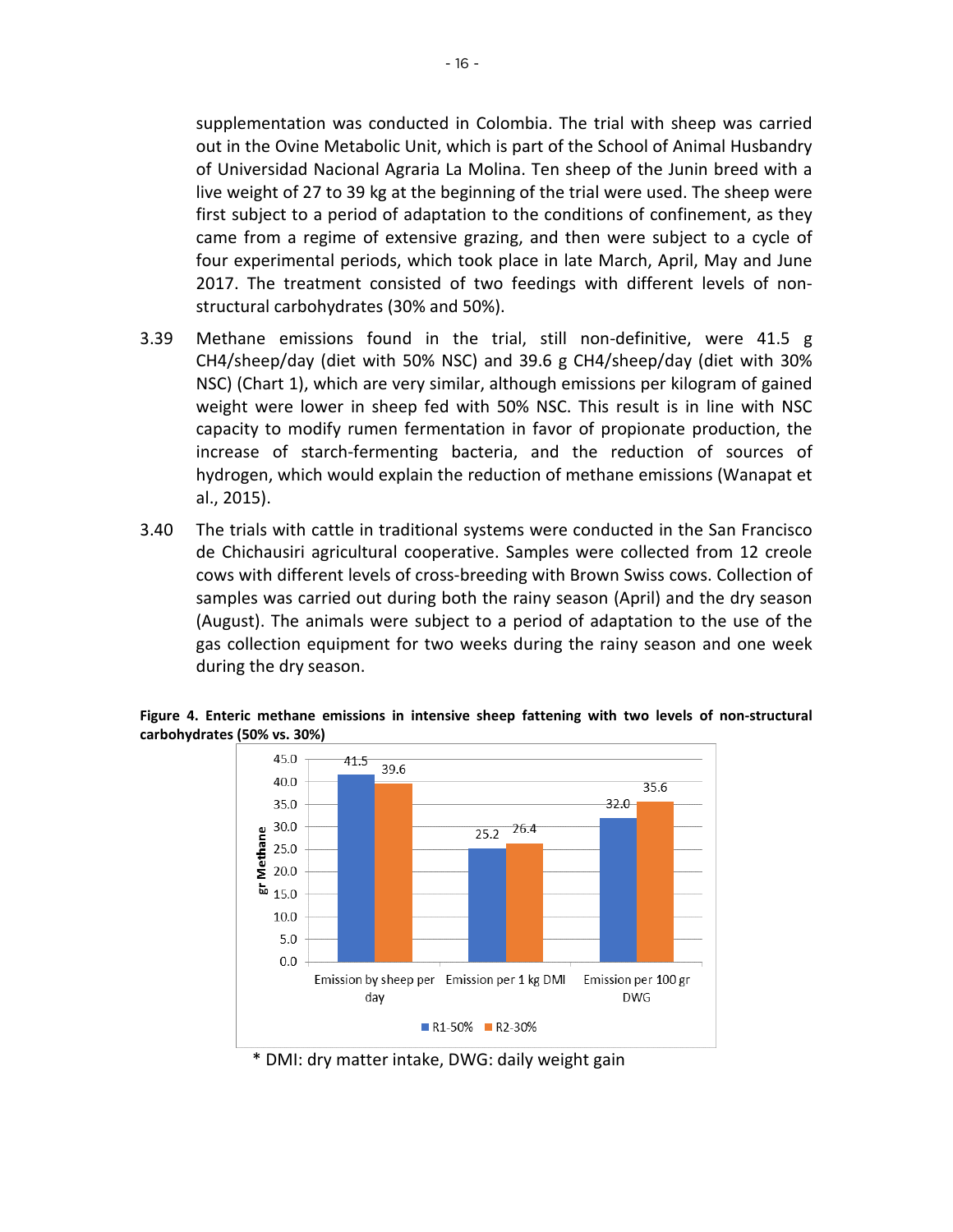supplementation was conducted in Colombia. The trial with sheep was carried out in the Ovine Metabolic Unit, which is part of the School of Animal Husbandry of Universidad Nacional Agraria La Molina. Ten sheep of the Junin breed with a live weight of 27 to 39 kg at the beginning of the trial were used. The sheep were first subject to a period of adaptation to the conditions of confinement, as they came from a regime of extensive grazing, and then were subject to a cycle of four experimental periods, which took place in late March, April, May and June 2017. The treatment consisted of two feedings with different levels of non-structural carbohydrates (30% and 50%).

3.39 Methane emissions found in the trial, still non-definitive, were 41.5 g $CH_4$/sheep/day (diet with 50% NSC) and 39.6 g $CH_4$/sheep/day (diet with 30% NSC) (Chart 1), which are very similar, although emissions per kilogram of gained weight were lower in sheep fed with 50% NSC. This result is in line with NSC capacity to modify rumen fermentation in favor of propionate production, the increase of starch-fermenting bacteria, and the reduction of sources of hydrogen, which would explain the reduction of methane emissions (Wanapat et al., 2015).

3.40 The trials with cattle in traditional systems were conducted in the San Francisco de Chichausiri agricultural cooperative. Samples were collected from 12 creole cows with different levels of cross-breeding with Brown Swiss cows. Collection of samples was carried out during both the rainy season (April) and the dry season (August). The animals were subject to a period of adaptation to the use of the gas collection equipment for two weeks during the rainy season and one week during the dry season.

**Figure 4. Enteric methane emissions in intensive sheep fattening with two levels of non-structural carbohydrates (50% vs. 30%)**

| gr Methane | R1-50% | R2-30% |
|---|---|---|
| Emission by sheep per day | 41.5 | 39.6 |
| Emission per 1 kg DMI | 25.2 | 26.4 |
| Emission per 100 gr DWG | 32.0 | 35.6 |

\* DMI: dry matter intake, DWG: daily weight gain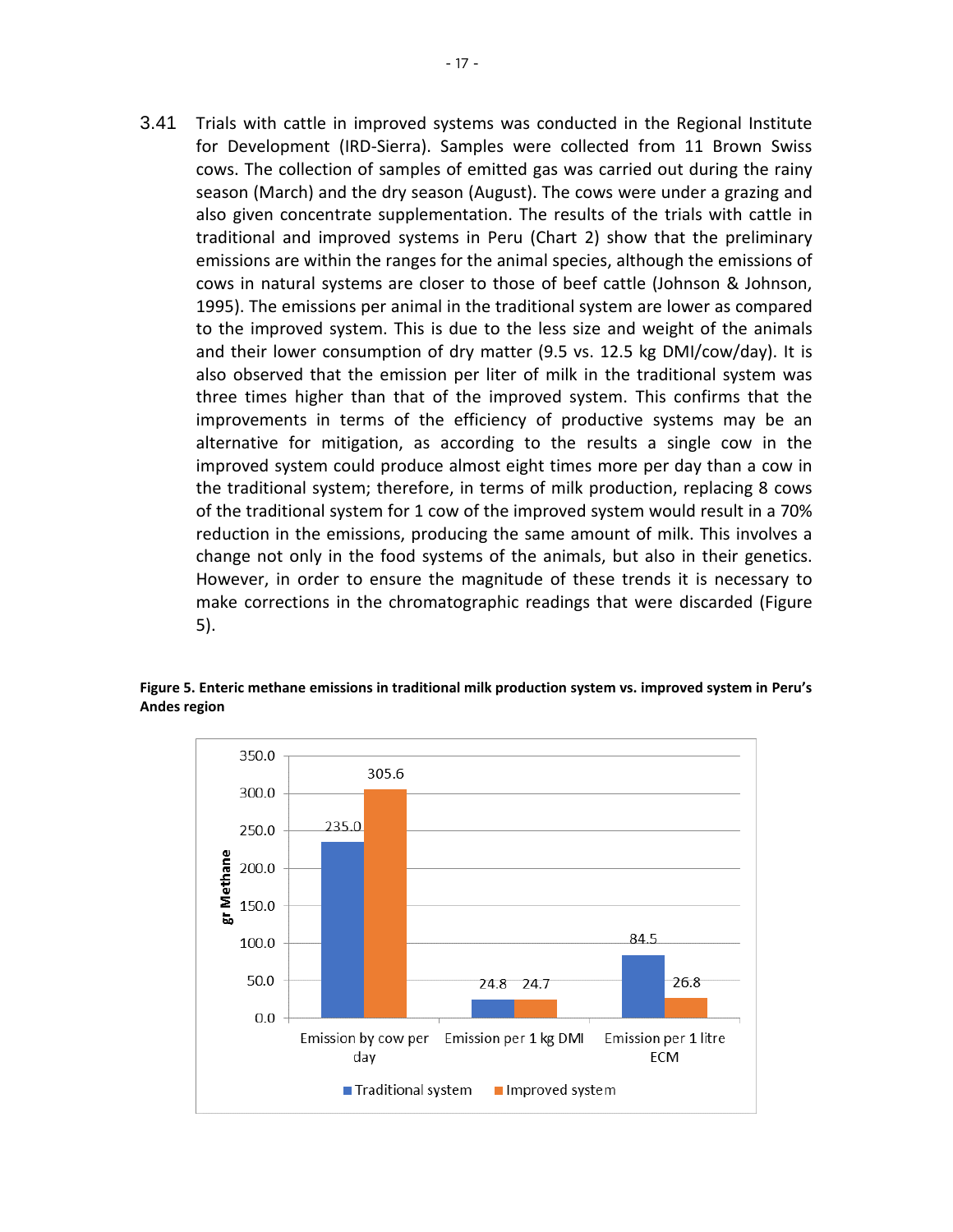3.41 Trials with cattle in improved systems was conducted in the Regional Institute for Development (IRD-Sierra). Samples were collected from 11 Brown Swiss cows. The collection of samples of emitted gas was carried out during the rainy season (March) and the dry season (August). The cows were under a grazing and also given concentrate supplementation. The results of the trials with cattle in traditional and improved systems in Peru (Chart 2) show that the preliminary emissions are within the ranges for the animal species, although the emissions of cows in natural systems are closer to those of beef cattle (Johnson & Johnson, 1995). The emissions per animal in the traditional system are lower as compared to the improved system. This is due to the less size and weight of the animals and their lower consumption of dry matter (9.5 vs. 12.5 kg DMI/cow/day). It is also observed that the emission per liter of milk in the traditional system was three times higher than that of the improved system. This confirms that the improvements in terms of the efficiency of productive systems may be an alternative for mitigation, as according to the results a single cow in the improved system could produce almost eight times more per day than a cow in the traditional system; therefore, in terms of milk production, replacing 8 cows of the traditional system for 1 cow of the improved system would result in a 70% reduction in the emissions, producing the same amount of milk. This involves a change not only in the food systems of the animals, but also in their genetics. However, in order to ensure the magnitude of these trends it is necessary to make corrections in the chromatographic readings that were discarded (Figure 5).

**Figure 5. Enteric methane emissions in traditional milk production system vs. improved system in Peru's Andes region**

| gr Methane | Traditional system | Improved system |
|---|---|---|
| Emission by cow per day | 235.0 | 305.6 |
| Emission per 1 kg DMI | 24.8 | 24.7 |
| Emission per 1 litre ECM | 84.5 | 26.8 |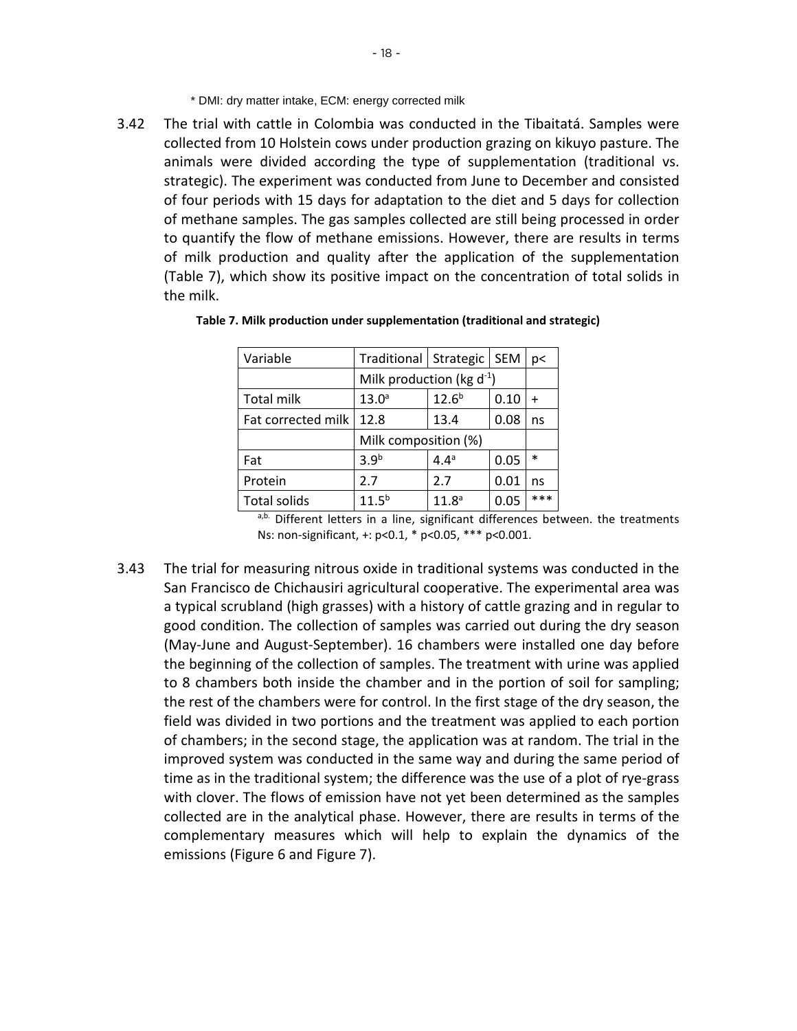\* DMI: dry matter intake, ECM: energy corrected milk

3.42 The trial with cattle in Colombia was conducted in the Tibaitatá. Samples were collected from 10 Holstein cows under production grazing on kikuyo pasture. The animals were divided according the type of supplementation (traditional vs. strategic). The experiment was conducted from June to December and consisted of four periods with 15 days for adaptation to the diet and 5 days for collection of methane samples. The gas samples collected are still being processed in order to quantify the flow of methane emissions. However, there are results in terms of milk production and quality after the application of the supplementation (Table 7), which show its positive impact on the concentration of total solids in the milk.

**Table 7. Milk production under supplementation (traditional and strategic)**

| Variable | Traditional | Strategic | SEM | p< |
|---|---|---|---|---|
| | Milk production (kg $d^{-1}$) | | | |
| Total milk | $13.0^{a}$ | $12.6^{b}$ | 0.10 | + |
| Fat corrected milk | 12.8 | 13.4 | 0.08 | ns |
| | Milk composition (%) | | | |
| Fat | $3.9^{b}$ | $4.4^{a}$ | 0.05 | * |
| Protein | 2.7 | 2.7 | 0.01 | ns |
| Total solids | $11.5^{b}$ | $11.8^{a}$ | 0.05 | *** |

[a,b.] Different letters in a line, significant differences between. the treatments Ns: non-significant, +: $p<0.1$, * $p<0.05$, *** $p<0.001$.

3.43 The trial for measuring nitrous oxide in traditional systems was conducted in the San Francisco de Chichausiri agricultural cooperative. The experimental area was a typical scrubland (high grasses) with a history of cattle grazing and in regular to good condition. The collection of samples was carried out during the dry season (May-June and August-September). 16 chambers were installed one day before the beginning of the collection of samples. The treatment with urine was applied to 8 chambers both inside the chamber and in the portion of soil for sampling; the rest of the chambers were for control. In the first stage of the dry season, the field was divided in two portions and the treatment was applied to each portion of chambers; in the second stage, the application was at random. The trial in the improved system was conducted in the same way and during the same period of time as in the traditional system; the difference was the use of a plot of rye-grass with clover. The flows of emission have not yet been determined as the samples collected are in the analytical phase. However, there are results in terms of the complementary measures which will help to explain the dynamics of the emissions (Figure 6 and Figure 7).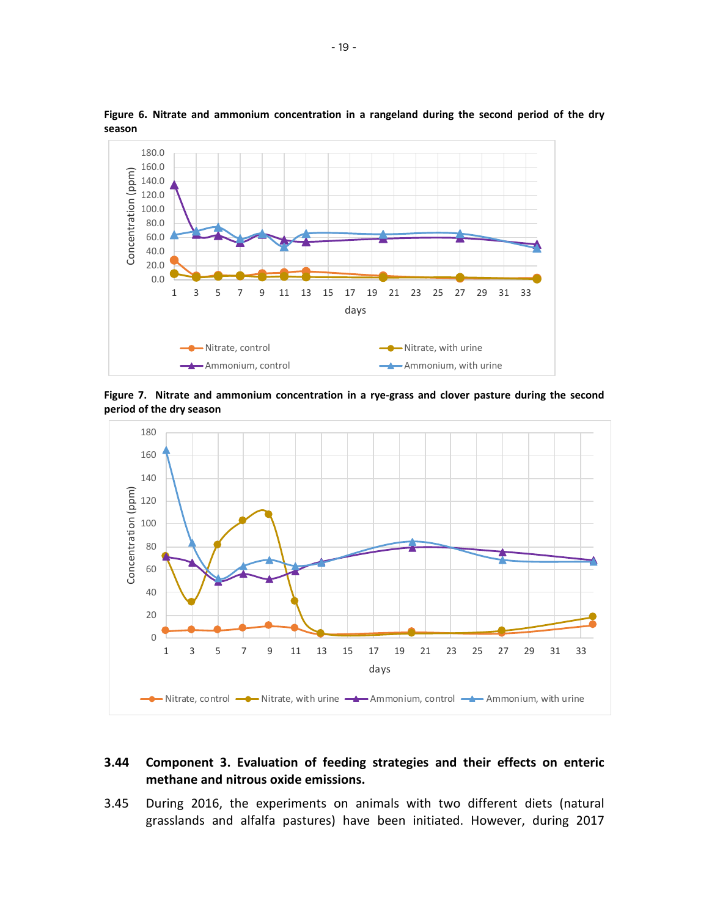**Figure 6. Nitrate and ammonium concentration in a rangeland during the second period of the dry season**

**Figure 7. Nitrate and ammonium concentration in a rye-grass and clover pasture during the second period of the dry season**

**3.44 Component 3. Evaluation of feeding strategies and their effects on enteric methane and nitrous oxide emissions.**

3.45 During 2016, the experiments on animals with two different diets (natural grasslands and alfalfa pastures) have been initiated. However, during 2017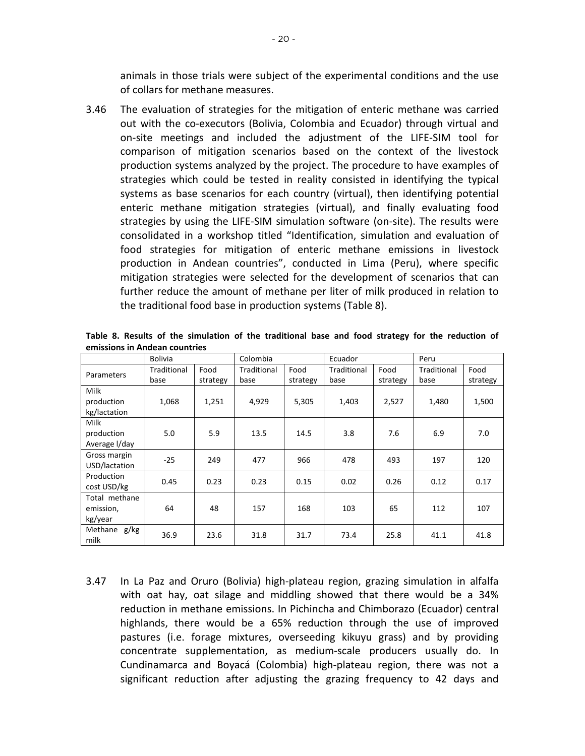animals in those trials were subject of the experimental conditions and the use of collars for methane measures.

3.46 The evaluation of strategies for the mitigation of enteric methane was carried out with the co-executors (Bolivia, Colombia and Ecuador) through virtual and on-site meetings and included the adjustment of the LIFE-SIM tool for comparison of mitigation scenarios based on the context of the livestock production systems analyzed by the project. The procedure to have examples of strategies which could be tested in reality consisted in identifying the typical systems as base scenarios for each country (virtual), then identifying potential enteric methane mitigation strategies (virtual), and finally evaluating food strategies by using the LIFE-SIM simulation software (on-site). The results were consolidated in a workshop titled "Identification, simulation and evaluation of food strategies for mitigation of enteric methane emissions in livestock production in Andean countries", conducted in Lima (Peru), where specific mitigation strategies were selected for the development of scenarios that can further reduce the amount of methane per liter of milk produced in relation to the traditional food base in production systems (Table 8).

**Table 8. Results of the simulation of the traditional base and food strategy for the reduction of emissions in Andean countries**

| | Bolivia | | Colombia | | Ecuador | | Peru | |
|---|---|---|---|---|---|---|---|---|
| Parameters | Traditional base | Food strategy | Traditional base | Food strategy | Traditional base | Food strategy | Traditional base | Food strategy |
| Milk production kg/lactation | 1,068 | 1,251 | 4,929 | 5,305 | 1,403 | 2,527 | 1,480 | 1,500 |
| Milk production Average l/day | 5.0 | 5.9 | 13.5 | 14.5 | 3.8 | 7.6 | 6.9 | 7.0 |
| Gross margin USD/lactation | -25 | 249 | 477 | 966 | 478 | 493 | 197 | 120 |
| Production cost USD/kg | 0.45 | 0.23 | 0.23 | 0.15 | 0.02 | 0.26 | 0.12 | 0.17 |
| Total methane emission, kg/year | 64 | 48 | 157 | 168 | 103 | 65 | 112 | 107 |
| Methane g/kg milk | 36.9 | 23.6 | 31.8 | 31.7 | 73.4 | 25.8 | 41.1 | 41.8 |

3.47 In La Paz and Oruro (Bolivia) high-plateau region, grazing simulation in alfalfa with oat hay, oat silage and middling showed that there would be a 34% reduction in methane emissions. In Pichincha and Chimborazo (Ecuador) central highlands, there would be a 65% reduction through the use of improved pastures (i.e. forage mixtures, overseeding kikuyu grass) and by providing concentrate supplementation, as medium-scale producers usually do. In Cundinamarca and Boyacá (Colombia) high-plateau region, there was not a significant reduction after adjusting the grazing frequency to 42 days and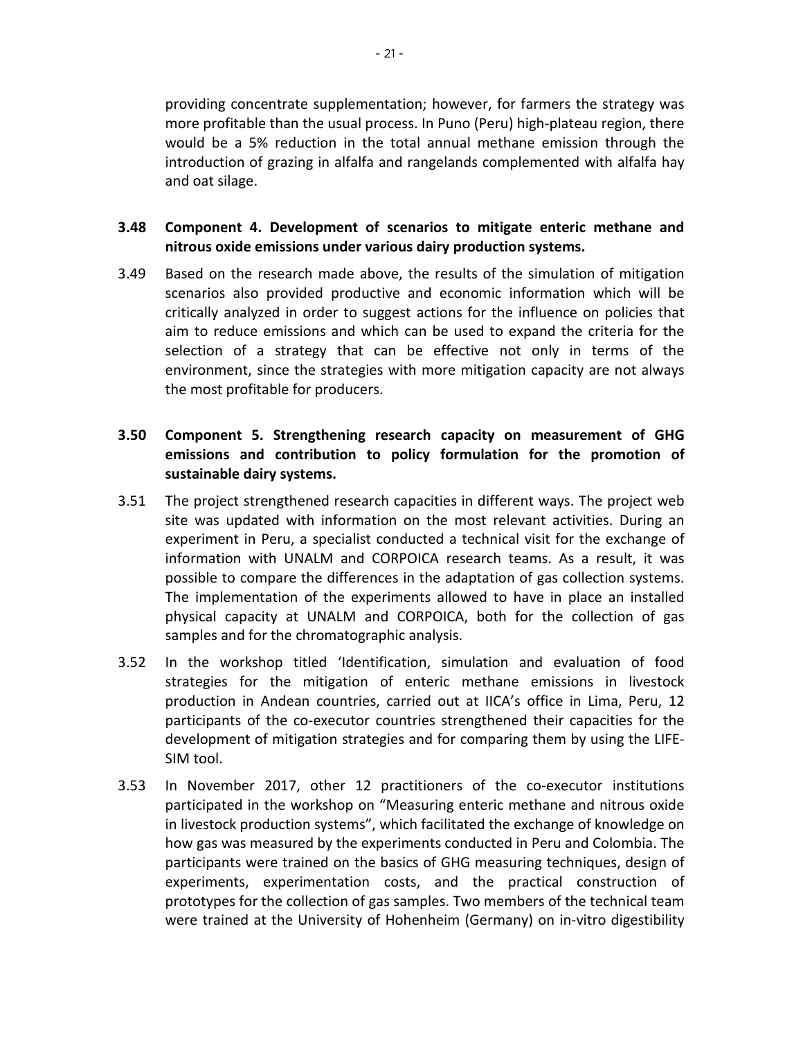providing concentrate supplementation; however, for farmers the strategy was more profitable than the usual process. In Puno (Peru) high-plateau region, there would be a 5% reduction in the total annual methane emission through the introduction of grazing in alfalfa and rangelands complemented with alfalfa hay and oat silage.

**3.48 Component 4. Development of scenarios to mitigate enteric methane and nitrous oxide emissions under various dairy production systems.**

3.49 Based on the research made above, the results of the simulation of mitigation scenarios also provided productive and economic information which will be critically analyzed in order to suggest actions for the influence on policies that aim to reduce emissions and which can be used to expand the criteria for the selection of a strategy that can be effective not only in terms of the environment, since the strategies with more mitigation capacity are not always the most profitable for producers.

**3.50 Component 5. Strengthening research capacity on measurement of GHG emissions and contribution to policy formulation for the promotion of sustainable dairy systems.**

3.51 The project strengthened research capacities in different ways. The project web site was updated with information on the most relevant activities. During an experiment in Peru, a specialist conducted a technical visit for the exchange of information with UNALM and CORPOICA research teams. As a result, it was possible to compare the differences in the adaptation of gas collection systems. The implementation of the experiments allowed to have in place an installed physical capacity at UNALM and CORPOICA, both for the collection of gas samples and for the chromatographic analysis.

3.52 In the workshop titled 'Identification, simulation and evaluation of food strategies for the mitigation of enteric methane emissions in livestock production in Andean countries, carried out at IICA's office in Lima, Peru, 12 participants of the co-executor countries strengthened their capacities for the development of mitigation strategies and for comparing them by using the LIFE-SIM tool.

3.53 In November 2017, other 12 practitioners of the co-executor institutions participated in the workshop on "Measuring enteric methane and nitrous oxide in livestock production systems", which facilitated the exchange of knowledge on how gas was measured by the experiments conducted in Peru and Colombia. The participants were trained on the basics of GHG measuring techniques, design of experiments, experimentation costs, and the practical construction of prototypes for the collection of gas samples. Two members of the technical team were trained at the University of Hohenheim (Germany) on in-vitro digestibility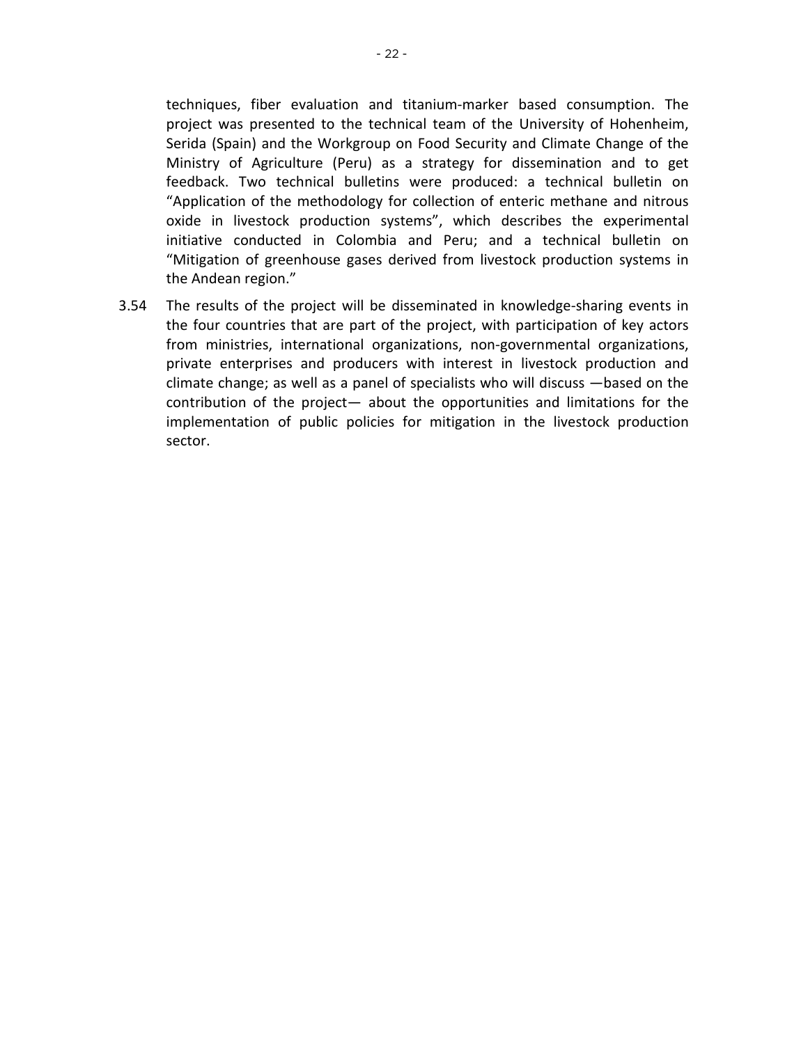techniques, fiber evaluation and titanium-marker based consumption. The project was presented to the technical team of the University of Hohenheim, Serida (Spain) and the Workgroup on Food Security and Climate Change of the Ministry of Agriculture (Peru) as a strategy for dissemination and to get feedback. Two technical bulletins were produced: a technical bulletin on "Application of the methodology for collection of enteric methane and nitrous oxide in livestock production systems", which describes the experimental initiative conducted in Colombia and Peru; and a technical bulletin on "Mitigation of greenhouse gases derived from livestock production systems in the Andean region."

3.54 The results of the project will be disseminated in knowledge-sharing events in the four countries that are part of the project, with participation of key actors from ministries, international organizations, non-governmental organizations, private enterprises and producers with interest in livestock production and climate change; as well as a panel of specialists who will discuss —based on the contribution of the project— about the opportunities and limitations for the implementation of public policies for mitigation in the livestock production sector.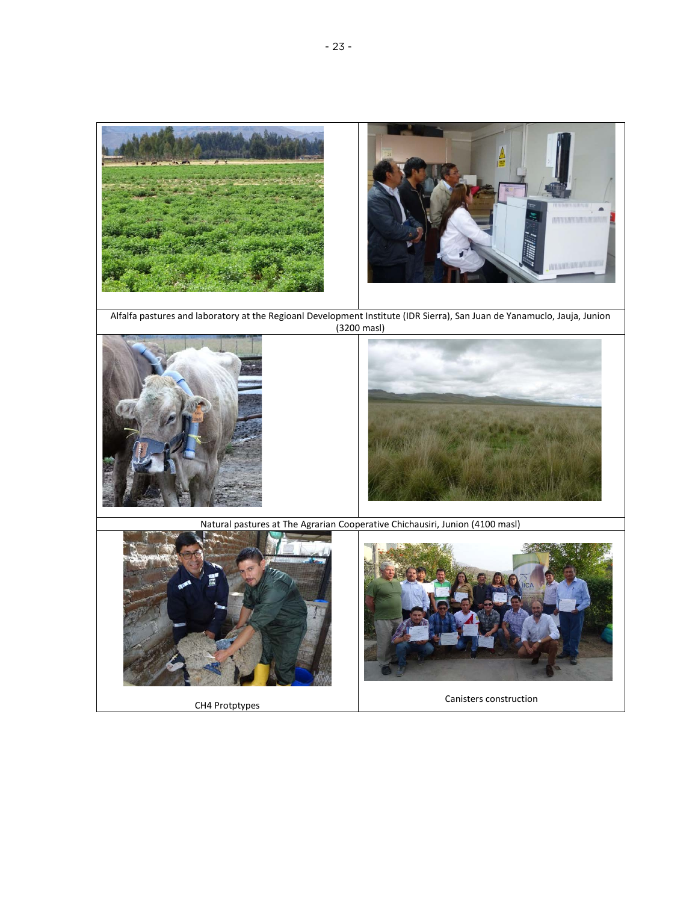Alfalfa pastures and laboratory at the Regioanl Development Institute (IDR Sierra), San Juan de Yanamuclo, Jauja, Junion (3200 masl)

Natural pastures at The Agrarian Cooperative Chichausiri, Junion (4100 masl)

CH4 Protptypes

Canisters construction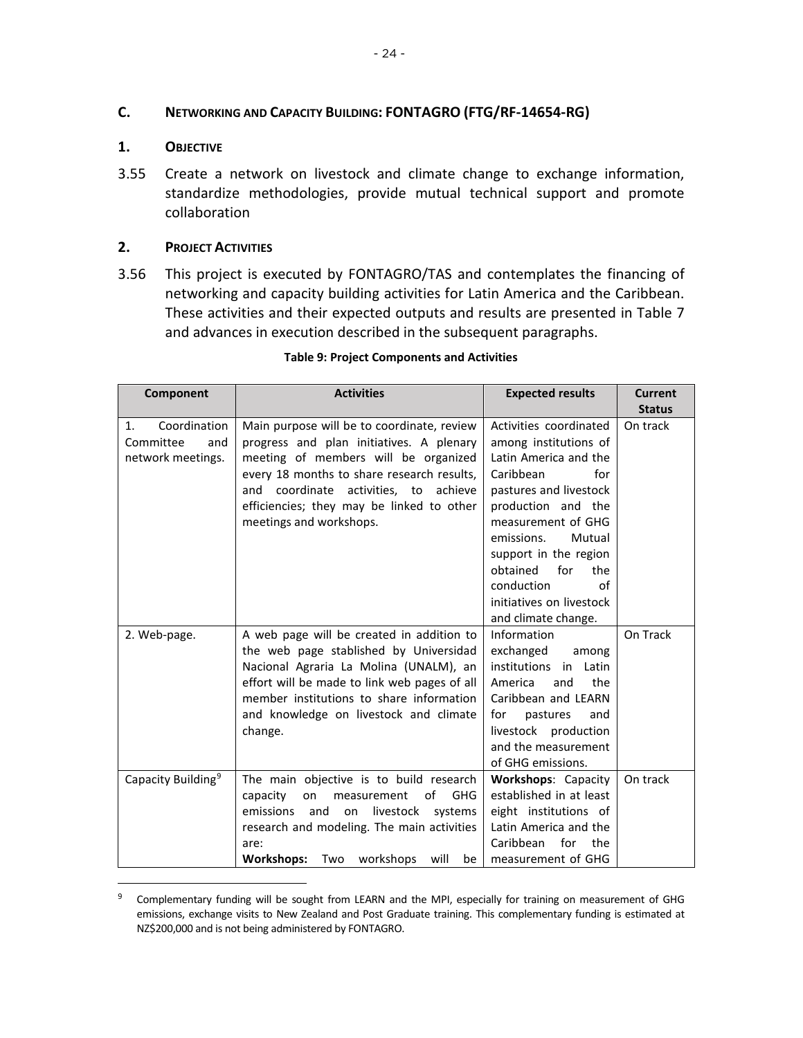## C. Networking and Capacity Building: FONTAGRO (FTG/RF-14654-RG)

### 1. Objective

3.55 Create a network on livestock and climate change to exchange information, standardize methodologies, provide mutual technical support and promote collaboration

### 2. Project Activities

3.56 This project is executed by FONTAGRO/TAS and contemplates the financing of networking and capacity building activities for Latin America and the Caribbean. These activities and their expected outputs and results are presented in Table 7 and advances in execution described in the subsequent paragraphs.

**Table 9: Project Components and Activities**

| Component | Activities | Expected results | Current Status |
|---|---|---|---|
| 1. Coordination Committee and network meetings. | Main purpose will be to coordinate, review progress and plan initiatives. A plenary meeting of members will be organized every 18 months to share research results, and coordinate activities, to achieve efficiencies; they may be linked to other meetings and workshops. | Activities coordinated among institutions of Latin America and the Caribbean for pastures and livestock production and the measurement of GHG emissions. Mutual support in the region obtained for the conduction of initiatives on livestock and climate change. | On track |
| 2. Web-page. | A web page will be created in addition to the web page stablished by Universidad Nacional Agraria La Molina (UNALM), an effort will be made to link web pages of all member institutions to share information and knowledge on livestock and climate change. | Information exchanged among institutions in Latin America and the Caribbean and LEARN for pastures and livestock production and the measurement of GHG emissions. | On Track |
| Capacity Building[9] | The main objective is to build research capacity on measurement of GHG emissions and on livestock systems research and modeling. The main activities are:<br>**Workshops:** Two workshops will be | **Workshops**: Capacity established in at least eight institutions of Latin America and the Caribbean for the measurement of GHG | On track |

[9] Complementary funding will be sought from LEARN and the MPI, especially for training on measurement of GHG emissions, exchange visits to New Zealand and Post Graduate training. This complementary funding is estimated at NZ$200,000 and is not being administered by FONTAGRO.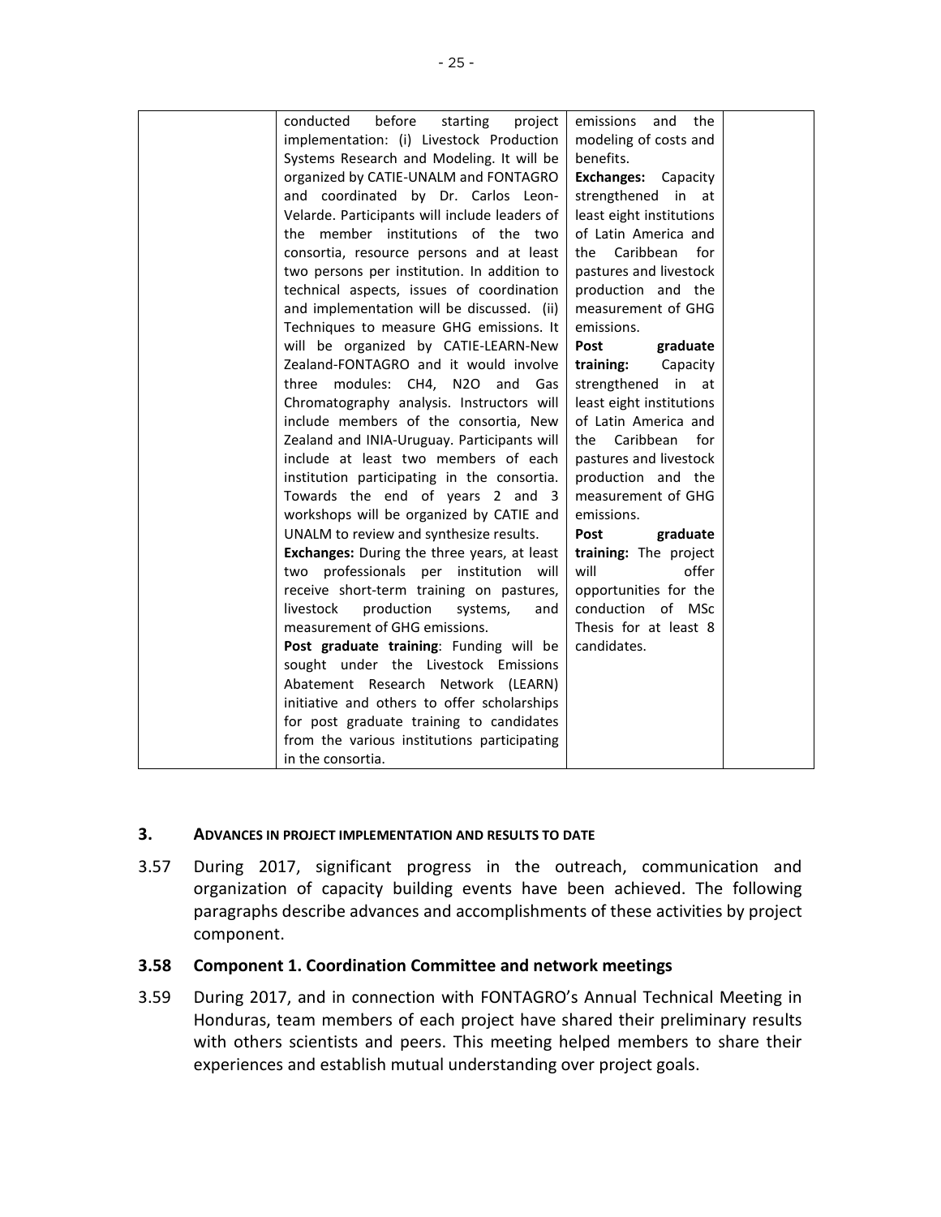|  | conducted before starting project implementation: (i) Livestock Production Systems Research and Modeling. It will be organized by CATIE-UNALM and FONTAGRO and coordinated by Dr. Carlos Leon-Velarde. Participants will include leaders of the member institutions of the two consortia, resource persons and at least two persons per institution. In addition to technical aspects, issues of coordination and implementation will be discussed. (ii) Techniques to measure GHG emissions. It will be organized by CATIE-LEARN-New Zealand-FONTAGRO and it would involve three modules: CH4, N2O and Gas Chromatography analysis. Instructors will include members of the consortia, New Zealand and INIA-Uruguay. Participants will include at least two members of each institution participating in the consortia. Towards the end of years 2 and 3 workshops will be organized by CATIE and UNALM to review and synthesize results.<br>**Exchanges:** During the three years, at least two professionals per institution will receive short-term training on pastures, livestock production systems, and measurement of GHG emissions.<br>**Post graduate training**: Funding will be sought under the Livestock Emissions Abatement Research Network (LEARN) initiative and others to offer scholarships for post graduate training to candidates from the various institutions participating in the consortia. | emissions and the modeling of costs and benefits.<br>**Exchanges:** Capacity strengthened in at least eight institutions of Latin America and the Caribbean for pastures and livestock production and the measurement of GHG emissions.<br>**Post graduate training:** Capacity strengthened in at least eight institutions of Latin America and the Caribbean for pastures and livestock production and the measurement of GHG emissions.<br>**Post graduate training:** The project will offer opportunities for the conduction of MSc Thesis for at least 8 candidates. |  |
|---|---|---|---|

## 3. ADVANCES IN PROJECT IMPLEMENTATION AND RESULTS TO DATE

3.57 During 2017, significant progress in the outreach, communication and organization of capacity building events have been achieved. The following paragraphs describe advances and accomplishments of these activities by project component.

**3.58 Component 1. Coordination Committee and network meetings**

3.59 During 2017, and in connection with FONTAGRO's Annual Technical Meeting in Honduras, team members of each project have shared their preliminary results with others scientists and peers. This meeting helped members to share their experiences and establish mutual understanding over project goals.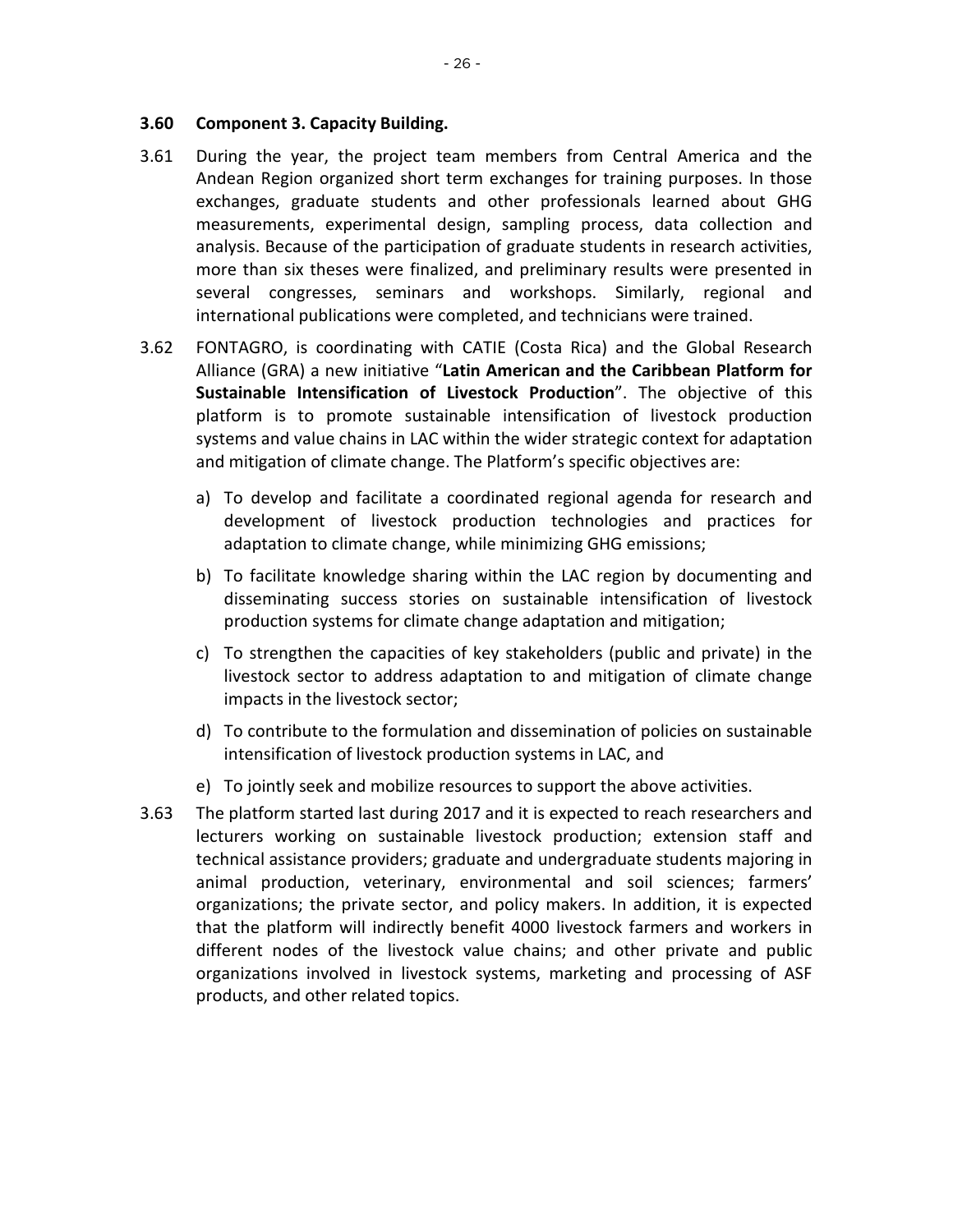**3.60 Component 3. Capacity Building.**

3.61 During the year, the project team members from Central America and the Andean Region organized short term exchanges for training purposes. In those exchanges, graduate students and other professionals learned about GHG measurements, experimental design, sampling process, data collection and analysis. Because of the participation of graduate students in research activities, more than six theses were finalized, and preliminary results were presented in several congresses, seminars and workshops. Similarly, regional and international publications were completed, and technicians were trained.

3.62 FONTAGRO, is coordinating with CATIE (Costa Rica) and the Global Research Alliance (GRA) a new initiative "**Latin American and the Caribbean Platform for Sustainable Intensification of Livestock Production**". The objective of this platform is to promote sustainable intensification of livestock production systems and value chains in LAC within the wider strategic context for adaptation and mitigation of climate change. The Platform's specific objectives are:

a) To develop and facilitate a coordinated regional agenda for research and development of livestock production technologies and practices for adaptation to climate change, while minimizing GHG emissions;

b) To facilitate knowledge sharing within the LAC region by documenting and disseminating success stories on sustainable intensification of livestock production systems for climate change adaptation and mitigation;

c) To strengthen the capacities of key stakeholders (public and private) in the livestock sector to address adaptation to and mitigation of climate change impacts in the livestock sector;

d) To contribute to the formulation and dissemination of policies on sustainable intensification of livestock production systems in LAC, and

e) To jointly seek and mobilize resources to support the above activities.

3.63 The platform started last during 2017 and it is expected to reach researchers and lecturers working on sustainable livestock production; extension staff and technical assistance providers; graduate and undergraduate students majoring in animal production, veterinary, environmental and soil sciences; farmers' organizations; the private sector, and policy makers. In addition, it is expected that the platform will indirectly benefit 4000 livestock farmers and workers in different nodes of the livestock value chains; and other private and public organizations involved in livestock systems, marketing and processing of ASF products, and other related topics.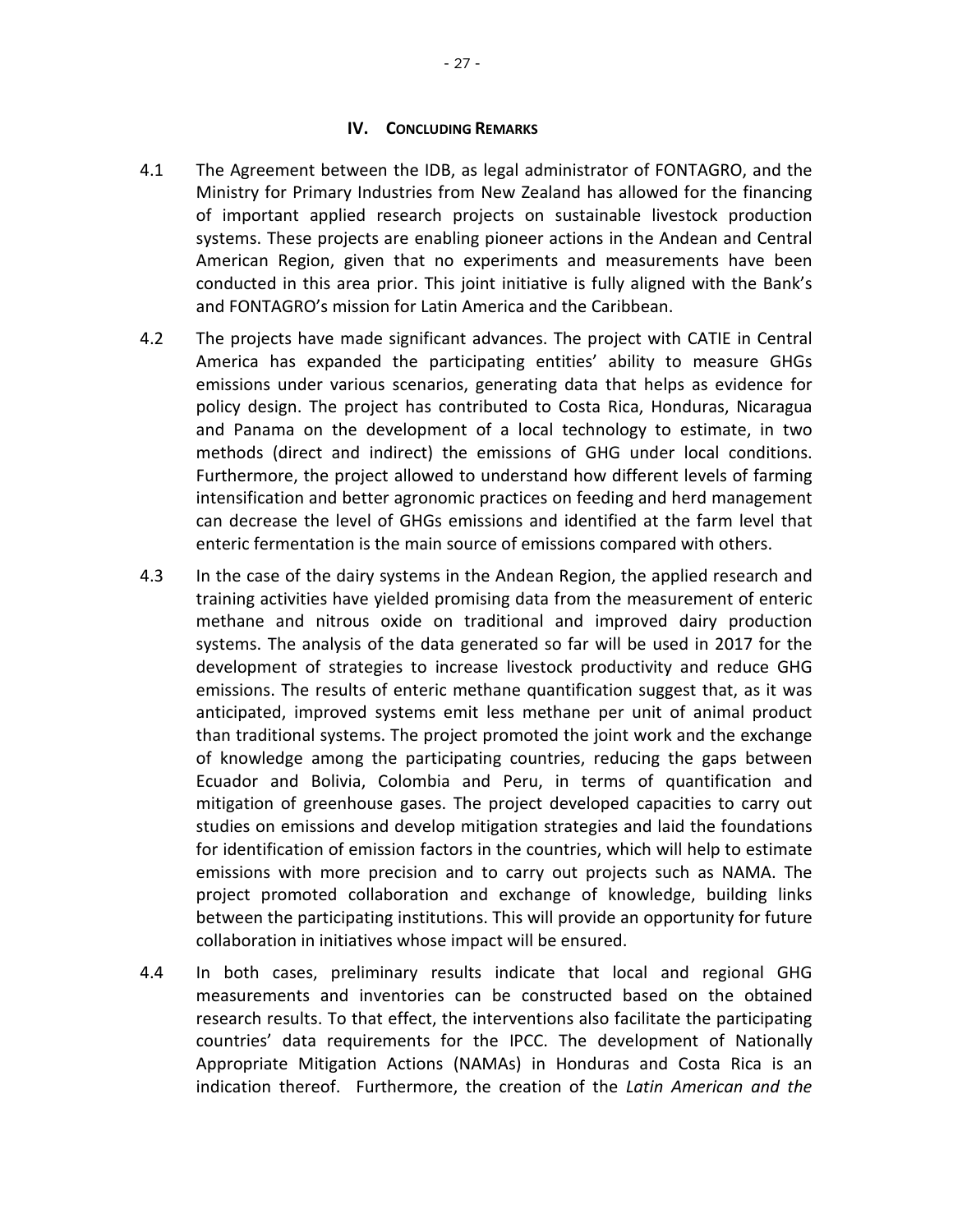## IV. CONCLUDING REMARKS

4.1 The Agreement between the IDB, as legal administrator of FONTAGRO, and the Ministry for Primary Industries from New Zealand has allowed for the financing of important applied research projects on sustainable livestock production systems. These projects are enabling pioneer actions in the Andean and Central American Region, given that no experiments and measurements have been conducted in this area prior. This joint initiative is fully aligned with the Bank's and FONTAGRO's mission for Latin America and the Caribbean.

4.2 The projects have made significant advances. The project with CATIE in Central America has expanded the participating entities' ability to measure GHGs emissions under various scenarios, generating data that helps as evidence for policy design. The project has contributed to Costa Rica, Honduras, Nicaragua and Panama on the development of a local technology to estimate, in two methods (direct and indirect) the emissions of GHG under local conditions. Furthermore, the project allowed to understand how different levels of farming intensification and better agronomic practices on feeding and herd management can decrease the level of GHGs emissions and identified at the farm level that enteric fermentation is the main source of emissions compared with others.

4.3 In the case of the dairy systems in the Andean Region, the applied research and training activities have yielded promising data from the measurement of enteric methane and nitrous oxide on traditional and improved dairy production systems. The analysis of the data generated so far will be used in 2017 for the development of strategies to increase livestock productivity and reduce GHG emissions. The results of enteric methane quantification suggest that, as it was anticipated, improved systems emit less methane per unit of animal product than traditional systems. The project promoted the joint work and the exchange of knowledge among the participating countries, reducing the gaps between Ecuador and Bolivia, Colombia and Peru, in terms of quantification and mitigation of greenhouse gases. The project developed capacities to carry out studies on emissions and develop mitigation strategies and laid the foundations for identification of emission factors in the countries, which will help to estimate emissions with more precision and to carry out projects such as NAMA. The project promoted collaboration and exchange of knowledge, building links between the participating institutions. This will provide an opportunity for future collaboration in initiatives whose impact will be ensured.

4.4 In both cases, preliminary results indicate that local and regional GHG measurements and inventories can be constructed based on the obtained research results. To that effect, the interventions also facilitate the participating countries' data requirements for the IPCC. The development of Nationally Appropriate Mitigation Actions (NAMAs) in Honduras and Costa Rica is an indication thereof. Furthermore, the creation of the *Latin American and the*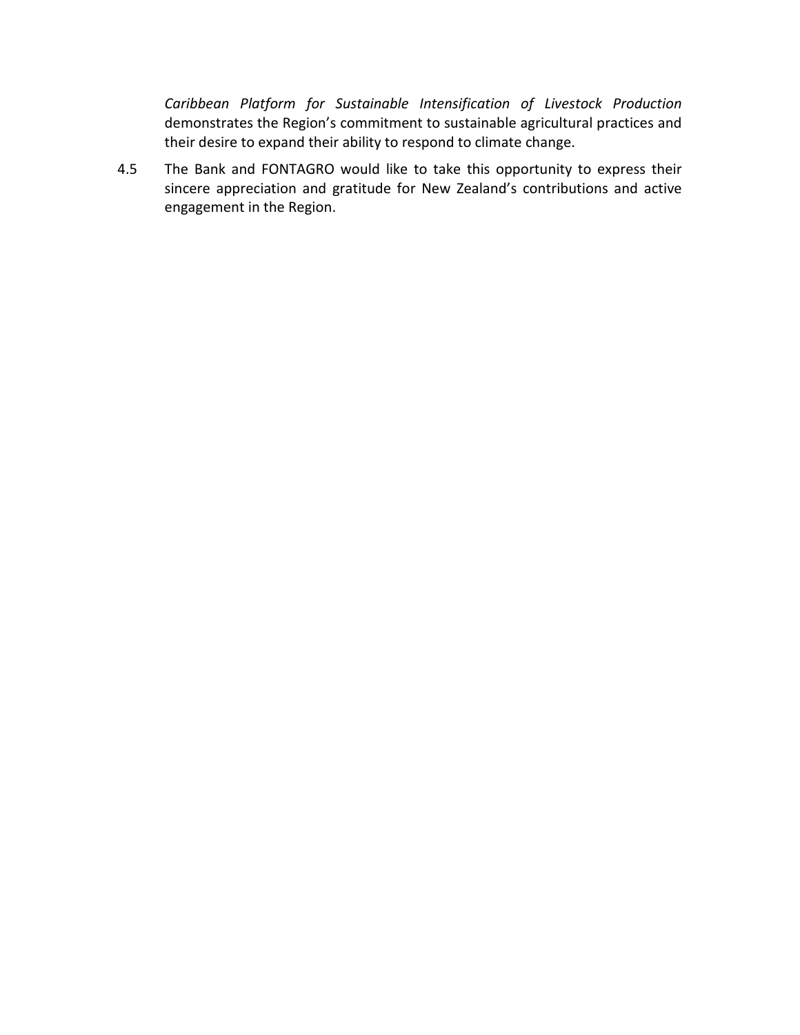*Caribbean Platform for Sustainable Intensification of Livestock Production* demonstrates the Region's commitment to sustainable agricultural practices and their desire to expand their ability to respond to climate change.

4.5 The Bank and FONTAGRO would like to take this opportunity to express their sincere appreciation and gratitude for New Zealand's contributions and active engagement in the Region.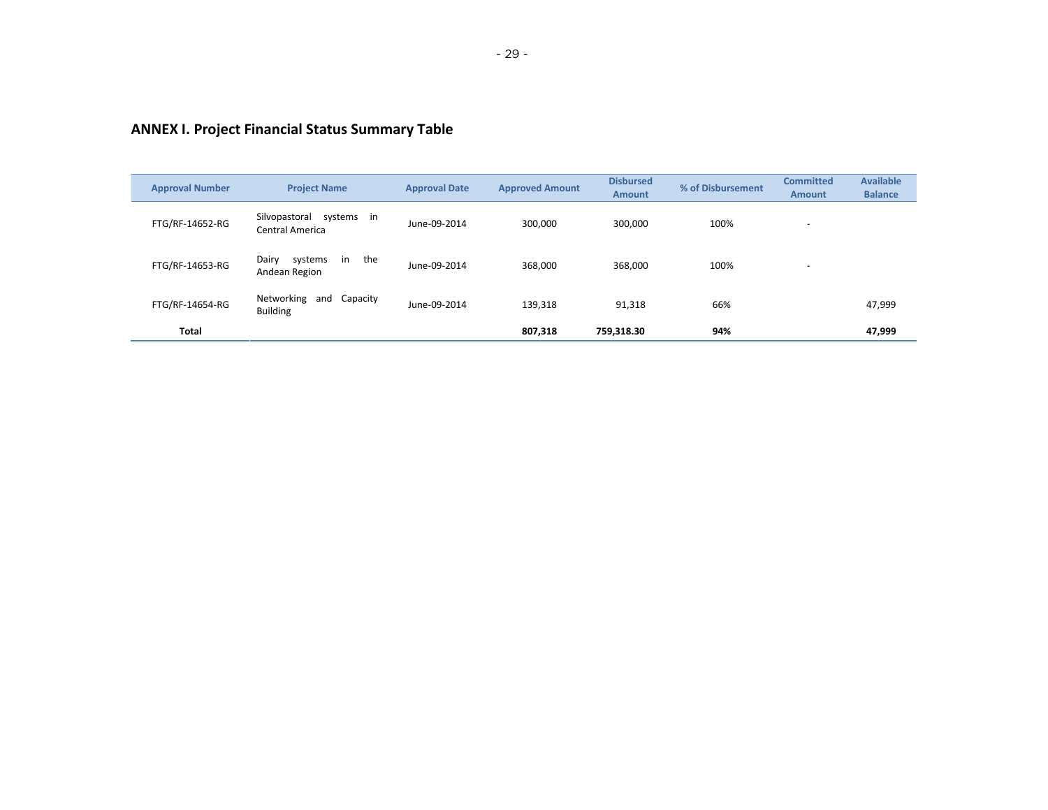## ANNEX I. Project Financial Status Summary Table

| Approval Number | Project Name | Approval Date | Approved Amount | Disbursed Amount | % of Disbursement | Committed Amount | Available Balance |
|---|---|---|---|---|---|---|---|
| FTG/RF-14652-RG | Silvopastoral systems in Central America | June-09-2014 | 300,000 | 300,000 | 100% | - | |
| FTG/RF-14653-RG | Dairy systems in the Andean Region | June-09-2014 | 368,000 | 368,000 | 100% | - | |
| FTG/RF-14654-RG | Networking and Capacity Building | June-09-2014 | 139,318 | 91,318 | 66% | | 47,999 |
| **Total** | | | **807,318** | **759,318.30** | **94%** | | **47,999** |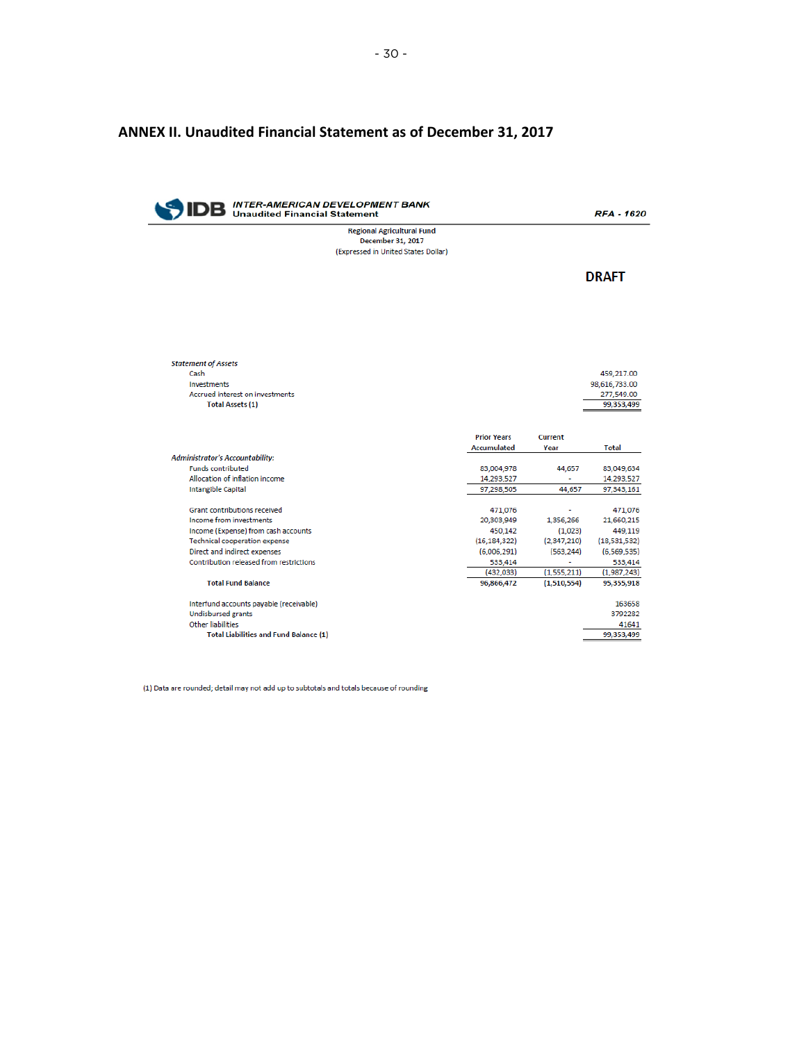## ANNEX II. Unaudited Financial Statement as of December 31, 2017

**IDB** *INTER-AMERICAN DEVELOPMENT BANK*
**Unaudited Financial Statement**

***RFA - 1620***

**Regional Agricultural Fund**
**December 31, 2017**
(Expressed in United States Dollar)

**DRAFT**

| | | | |
|---|---|---|---|
| *Statement of Assets* | | | |
| Cash | | | 459,217.00 |
| Investments | | | 98,616,733.00 |
| Accrued interest on investments | | | 277,549.00 |
| **Total Assets (1)** | | | 99,353,499 |

| | Prior Years Accumulated | Current Year | Total |
|---|---|---|---|
| *Administrator's Accountability:* | | | |
| Funds contributed | 83,004,978 | 44,657 | 83,049,634 |
| Allocation of inflation income | 14,293,527 | - | 14,293,527 |
| Intangible Capital | 97,298,505 | 44,657 | 97,343,161 |
| | | | |
| Grant contributions received | 471,076 | - | 471,076 |
| Income from investments | 20,303,949 | 1,356,266 | 21,660,215 |
| Income (Expense) from cash accounts | 450,142 | (1,023) | 449,119 |
| Technical cooperation expense | (16,184,322) | (2,347,210) | (18,531,532) |
| Direct and indirect expenses | (6,006,291) | (563,244) | (6,569,535) |
| Contribution released from restrictions | 533,414 | - | 533,414 |
| | (432,033) | (1,555,211) | (1,987,243) |
| **Total Fund Balance** | 96,866,472 | (1,510,554) | 95,355,918 |
| | | | |
| Interfund accounts payable (receivable) | | | 163658 |
| Undisbursed grants | | | 3792282 |
| Other liabilities | | | 41641 |
| **Total Liabilities and Fund Balance (1)** | | | 99,353,499 |

(1) Data are rounded; detail may not add up to subtotals and totals because of rounding